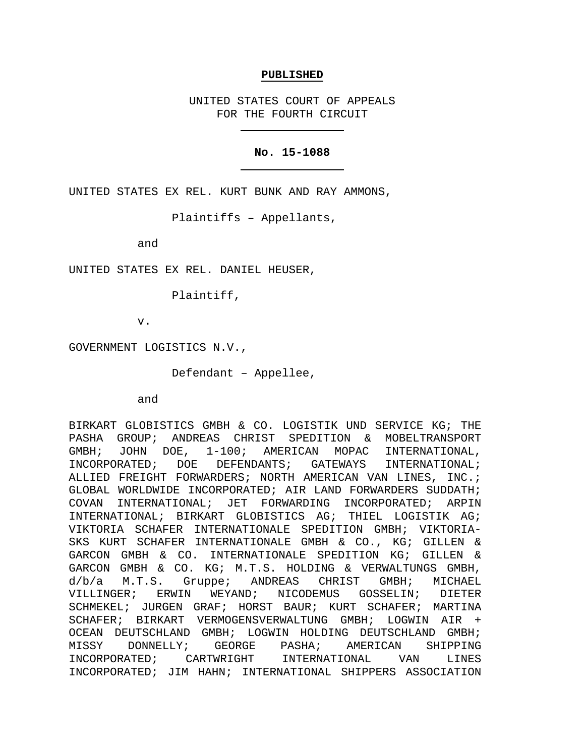**PUBLISHED**

UNITED STATES COURT OF APPEALS
FOR THE FOURTH CIRCUIT

---

**No. 15-1088**

---

UNITED STATES EX REL. KURT BUNK AND RAY AMMONS,

Plaintiffs – Appellants,

and

UNITED STATES EX REL. DANIEL HEUSER,

Plaintiff,

v.

GOVERNMENT LOGISTICS N.V.,

Defendant – Appellee,

and

BIRKART GLOBISTICS GMBH & CO. LOGISTIK UND SERVICE KG; THE PASHA GROUP; ANDREAS CHRIST SPEDITION & MOBELTRANSPORT GMBH; JOHN DOE, 1-100; AMERICAN MOPAC INTERNATIONAL, INCORPORATED; DOE DEFENDANTS; GATEWAYS INTERNATIONAL; ALLIED FREIGHT FORWARDERS; NORTH AMERICAN VAN LINES, INC.; GLOBAL WORLDWIDE INCORPORATED; AIR LAND FORWARDERS SUDDATH; COVAN INTERNATIONAL; JET FORWARDING INCORPORATED; ARPIN INTERNATIONAL; BIRKART GLOBISTICS AG; THIEL LOGISTIK AG; VIKTORIA SCHAFER INTERNATIONALE SPEDITION GMBH; VIKTORIA-SKS KURT SCHAFER INTERNATIONALE GMBH & CO., KG; GILLEN & GARCON GMBH & CO. INTERNATIONALE SPEDITION KG; GILLEN & GARCON GMBH & CO. KG; M.T.S. HOLDING & VERWALTUNGS GMBH, d/b/a M.T.S. Gruppe; ANDREAS CHRIST GMBH; MICHAEL VILLINGER; ERWIN WEYAND; NICODEMUS GOSSELIN; DIETER SCHMEKEL; JURGEN GRAF; HORST BAUR; KURT SCHAFER; MARTINA SCHAFER; BIRKART VERMOGENSVERWALTUNG GMBH; LOGWIN AIR + OCEAN DEUTSCHLAND GMBH; LOGWIN HOLDING DEUTSCHLAND GMBH; MISSY DONNELLY; GEORGE PASHA; AMERICAN SHIPPING INCORPORATED; CARTWRIGHT INTERNATIONAL VAN LINES INCORPORATED; JIM HAHN; INTERNATIONAL SHIPPERS ASSOCIATION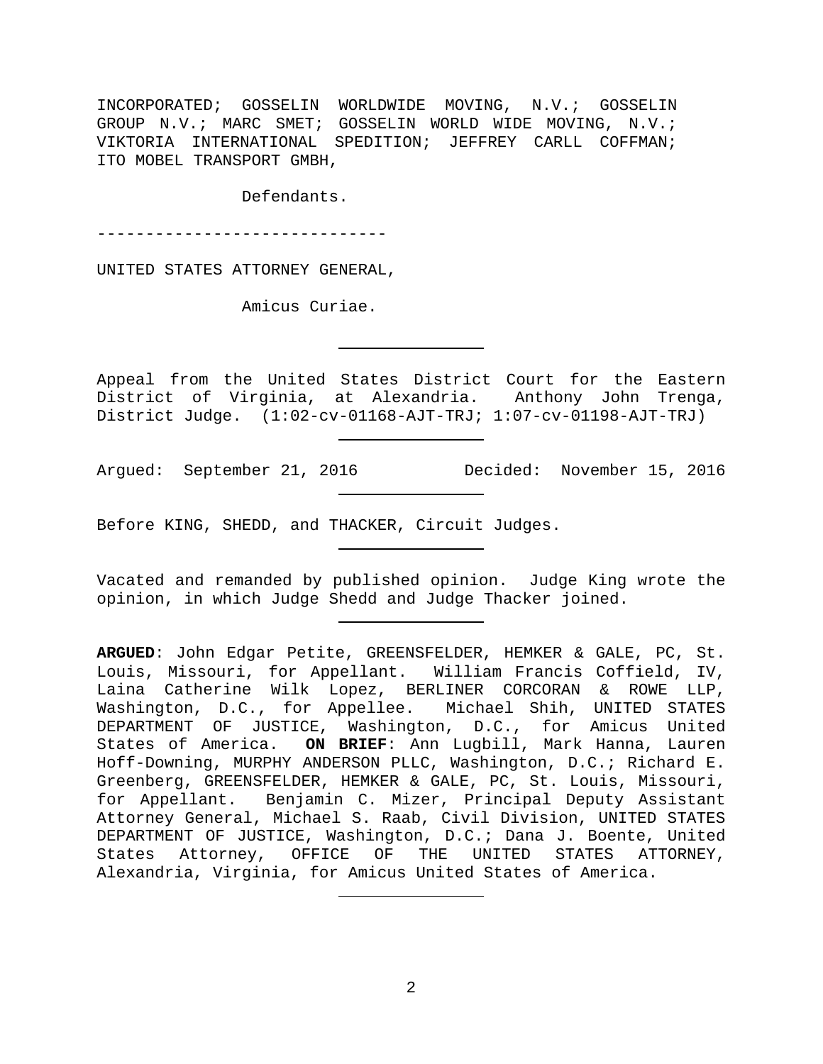INCORPORATED; GOSSELIN WORLDWIDE MOVING, N.V.; GOSSELIN GROUP N.V.; MARC SMET; GOSSELIN WORLD WIDE MOVING, N.V.; VIKTORIA INTERNATIONAL SPEDITION; JEFFREY CARLL COFFMAN; ITO MOBEL TRANSPORT GMBH,

Defendants.

------------------------------

UNITED STATES ATTORNEY GENERAL,

Amicus Curiae.

---

Appeal from the United States District Court for the Eastern District of Virginia, at Alexandria. Anthony John Trenga, District Judge. (1:02-cv-01168-AJT-TRJ; 1:07-cv-01198-AJT-TRJ)

---

Argued: September 21, 2016 Decided: November 15, 2016

---

Before KING, SHEDD, and THACKER, Circuit Judges.

---

Vacated and remanded by published opinion. Judge King wrote the opinion, in which Judge Shedd and Judge Thacker joined.

---

**ARGUED**: John Edgar Petite, GREENSFELDER, HEMKER & GALE, PC, St. Louis, Missouri, for Appellant. William Francis Coffield, IV, Laina Catherine Wilk Lopez, BERLINER CORCORAN & ROWE LLP, Washington, D.C., for Appellee. Michael Shih, UNITED STATES DEPARTMENT OF JUSTICE, Washington, D.C., for Amicus United States of America. **ON BRIEF**: Ann Lugbill, Mark Hanna, Lauren Hoff-Downing, MURPHY ANDERSON PLLC, Washington, D.C.; Richard E. Greenberg, GREENSFELDER, HEMKER & GALE, PC, St. Louis, Missouri, for Appellant. Benjamin C. Mizer, Principal Deputy Assistant Attorney General, Michael S. Raab, Civil Division, UNITED STATES DEPARTMENT OF JUSTICE, Washington, D.C.; Dana J. Boente, United States Attorney, OFFICE OF THE UNITED STATES ATTORNEY, Alexandria, Virginia, for Amicus United States of America.

---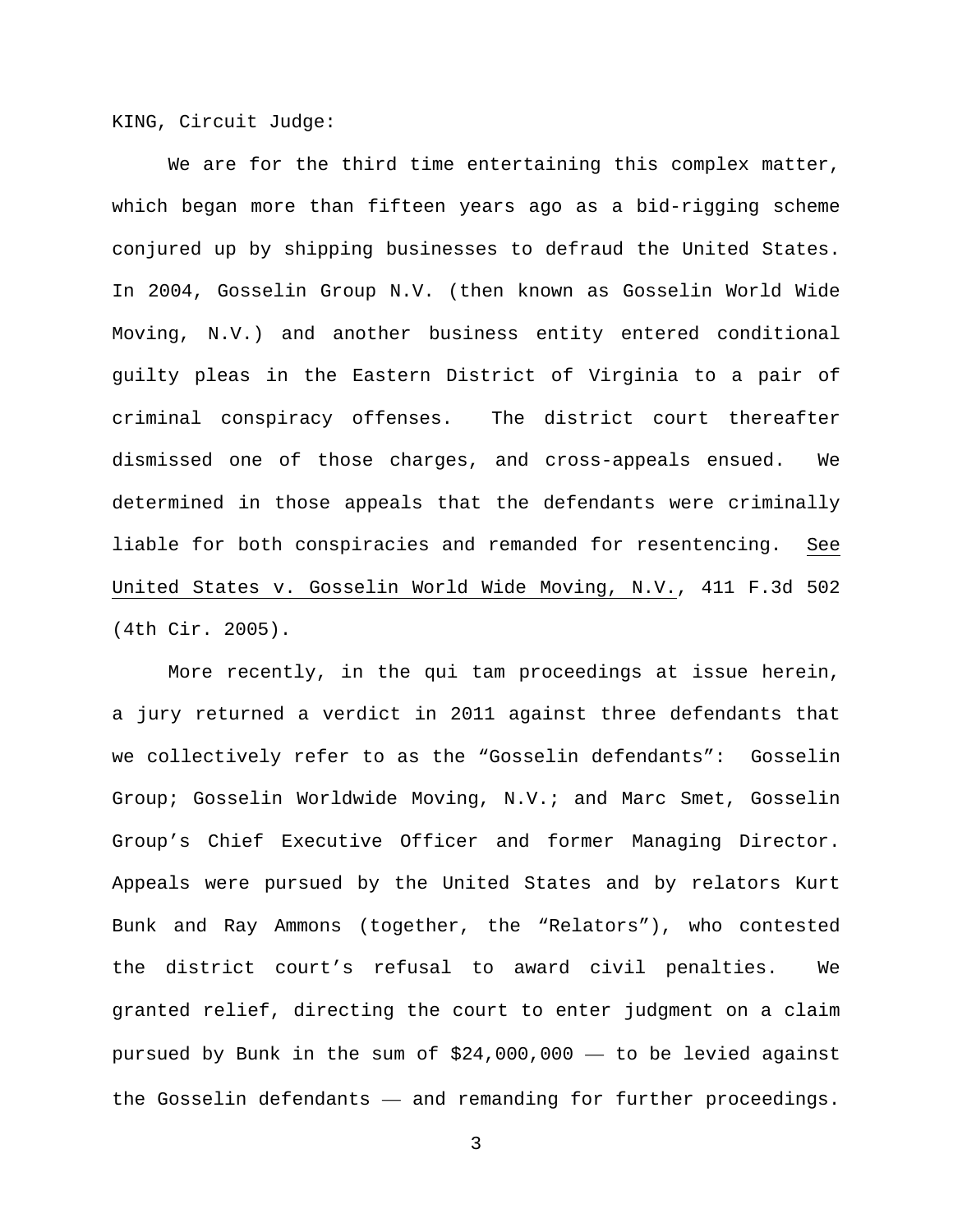KING, Circuit Judge:

We are for the third time entertaining this complex matter, which began more than fifteen years ago as a bid-rigging scheme conjured up by shipping businesses to defraud the United States. In 2004, Gosselin Group N.V. (then known as Gosselin World Wide Moving, N.V.) and another business entity entered conditional guilty pleas in the Eastern District of Virginia to a pair of criminal conspiracy offenses. The district court thereafter dismissed one of those charges, and cross-appeals ensued. We determined in those appeals that the defendants were criminally liable for both conspiracies and remanded for resentencing. See United States v. Gosselin World Wide Moving, N.V., 411 F.3d 502 (4th Cir. 2005).

More recently, in the qui tam proceedings at issue herein, a jury returned a verdict in 2011 against three defendants that we collectively refer to as the "Gosselin defendants": Gosselin Group; Gosselin Worldwide Moving, N.V.; and Marc Smet, Gosselin Group's Chief Executive Officer and former Managing Director. Appeals were pursued by the United States and by relators Kurt Bunk and Ray Ammons (together, the "Relators"), who contested the district court's refusal to award civil penalties. We granted relief, directing the court to enter judgment on a claim pursued by Bunk in the sum of $24,000,000 — to be levied against the Gosselin defendants — and remanding for further proceedings.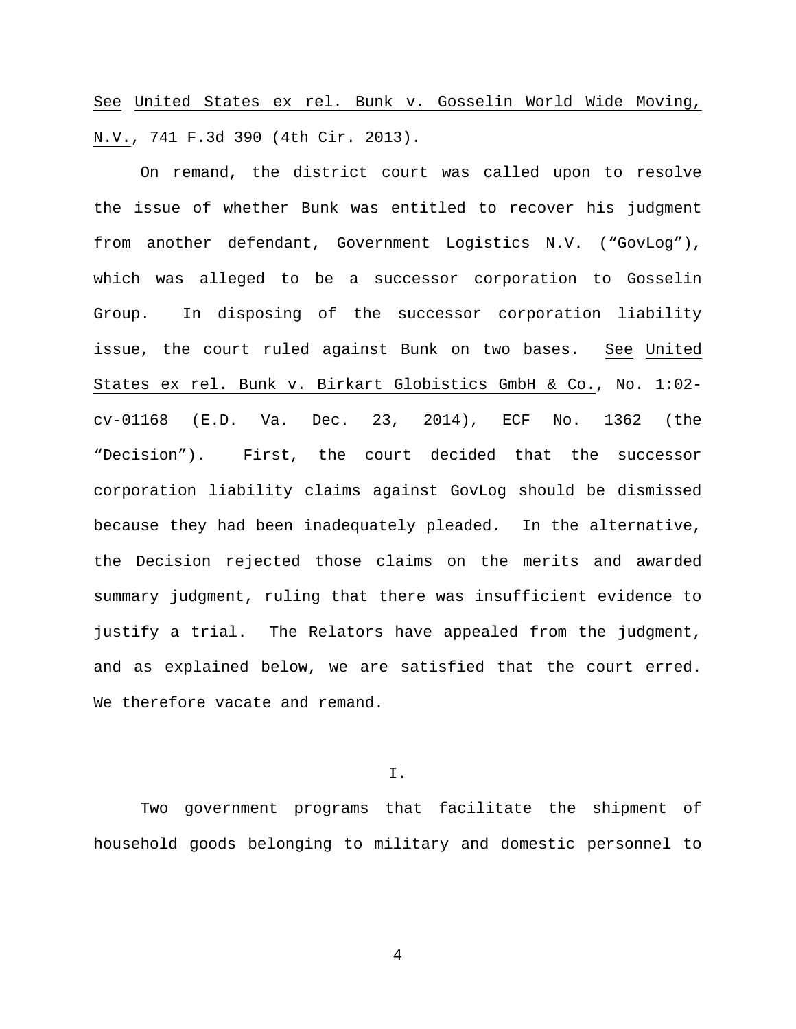See United States ex rel. Bunk v. Gosselin World Wide Moving, N.V., 741 F.3d 390 (4th Cir. 2013).

On remand, the district court was called upon to resolve the issue of whether Bunk was entitled to recover his judgment from another defendant, Government Logistics N.V. ("GovLog"), which was alleged to be a successor corporation to Gosselin Group. In disposing of the successor corporation liability issue, the court ruled against Bunk on two bases. See United States ex rel. Bunk v. Birkart Globistics GmbH & Co., No. 1:02-cv-01168 (E.D. Va. Dec. 23, 2014), ECF No. 1362 (the "Decision"). First, the court decided that the successor corporation liability claims against GovLog should be dismissed because they had been inadequately pleaded. In the alternative, the Decision rejected those claims on the merits and awarded summary judgment, ruling that there was insufficient evidence to justify a trial. The Relators have appealed from the judgment, and as explained below, we are satisfied that the court erred. We therefore vacate and remand.

## I.

Two government programs that facilitate the shipment of household goods belonging to military and domestic personnel to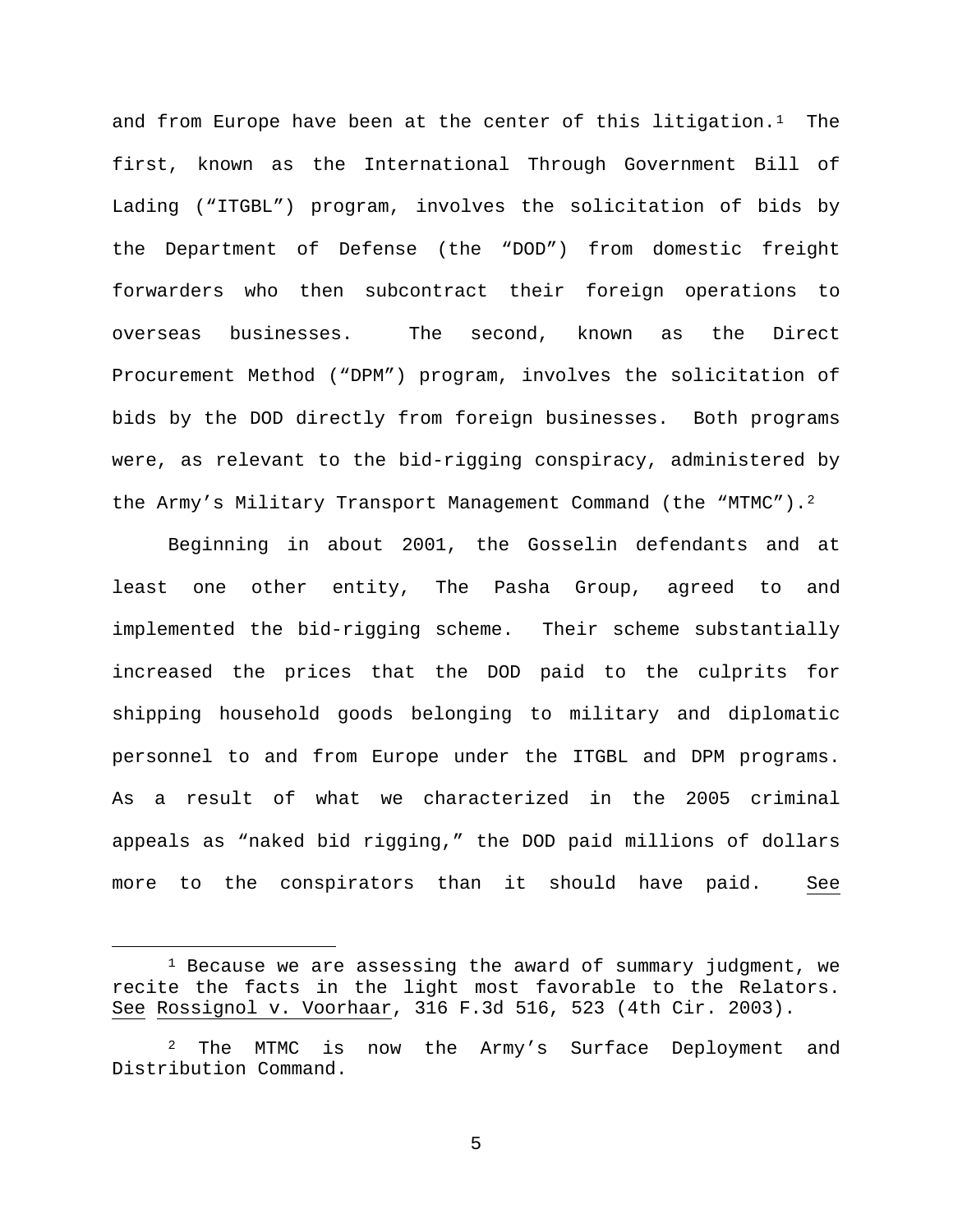and from Europe have been at the center of this litigation.[1] The first, known as the International Through Government Bill of Lading ("ITGBL") program, involves the solicitation of bids by the Department of Defense (the "DOD") from domestic freight forwarders who then subcontract their foreign operations to overseas businesses. The second, known as the Direct Procurement Method ("DPM") program, involves the solicitation of bids by the DOD directly from foreign businesses. Both programs were, as relevant to the bid-rigging conspiracy, administered by the Army's Military Transport Management Command (the "MTMC").[2]

Beginning in about 2001, the Gosselin defendants and at least one other entity, The Pasha Group, agreed to and implemented the bid-rigging scheme. Their scheme substantially increased the prices that the DOD paid to the culprits for shipping household goods belonging to military and diplomatic personnel to and from Europe under the ITGBL and DPM programs. As a result of what we characterized in the 2005 criminal appeals as "naked bid rigging," the DOD paid millions of dollars more to the conspirators than it should have paid. See

---

[1] Because we are assessing the award of summary judgment, we recite the facts in the light most favorable to the Relators. See Rossignol v. Voorhaar, 316 F.3d 516, 523 (4th Cir. 2003).

[2] The MTMC is now the Army's Surface Deployment and Distribution Command.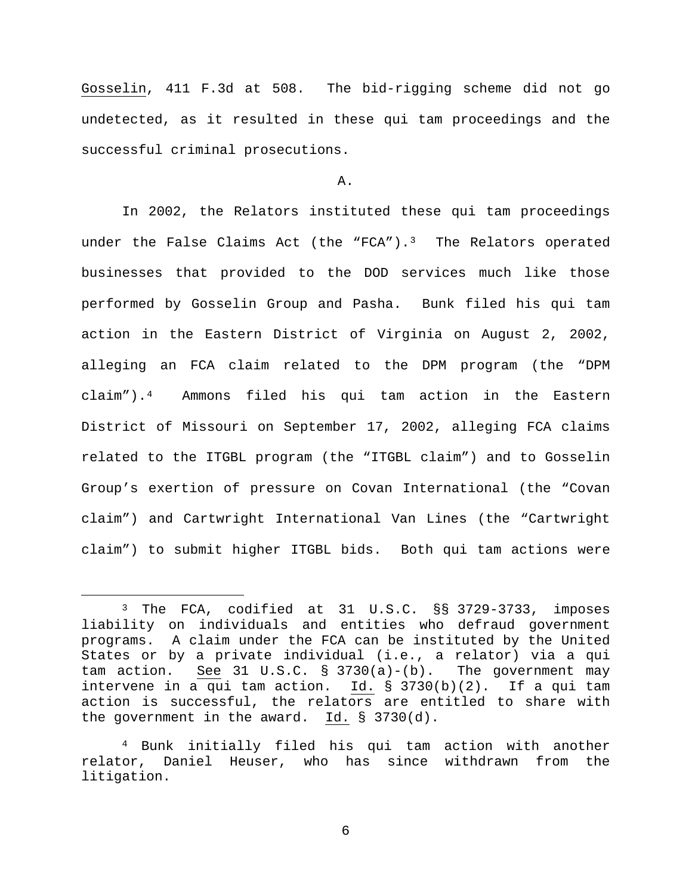Gosselin, 411 F.3d at 508. The bid-rigging scheme did not go undetected, as it resulted in these qui tam proceedings and the successful criminal prosecutions.

A.

In 2002, the Relators instituted these qui tam proceedings under the False Claims Act (the "FCA").[3] The Relators operated businesses that provided to the DOD services much like those performed by Gosselin Group and Pasha. Bunk filed his qui tam action in the Eastern District of Virginia on August 2, 2002, alleging an FCA claim related to the DPM program (the "DPM claim").[4] Ammons filed his qui tam action in the Eastern District of Missouri on September 17, 2002, alleging FCA claims related to the ITGBL program (the "ITGBL claim") and to Gosselin Group's exertion of pressure on Covan International (the "Covan claim") and Cartwright International Van Lines (the "Cartwright claim") to submit higher ITGBL bids. Both qui tam actions were

---

[3] The FCA, codified at 31 U.S.C. §§ 3729-3733, imposes liability on individuals and entities who defraud government programs. A claim under the FCA can be instituted by the United States or by a private individual (i.e., a relator) via a qui tam action. See 31 U.S.C. § 3730(a)-(b). The government may intervene in a qui tam action. Id. § 3730(b)(2). If a qui tam action is successful, the relators are entitled to share with the government in the award. Id. § 3730(d).

[4] Bunk initially filed his qui tam action with another relator, Daniel Heuser, who has since withdrawn from the litigation.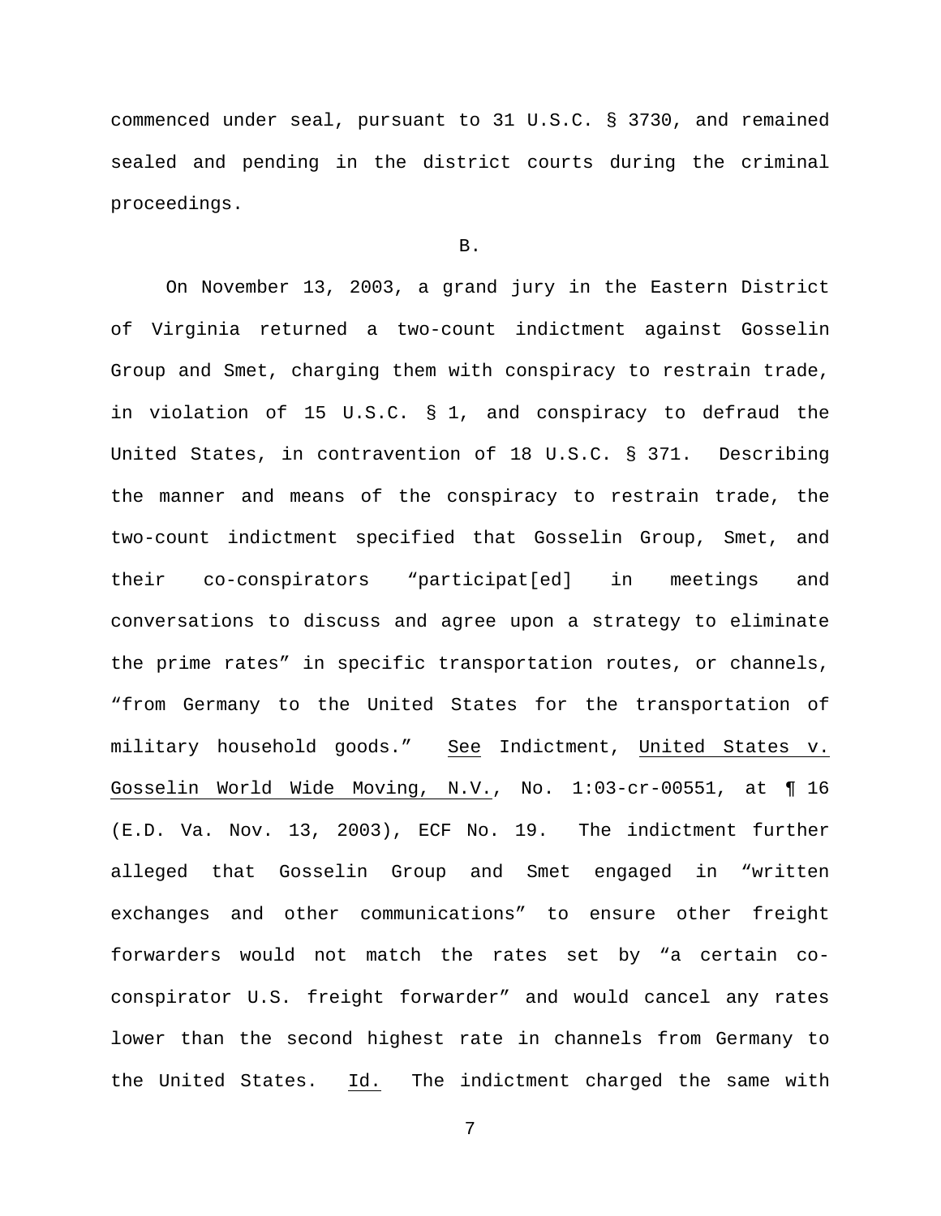commenced under seal, pursuant to 31 U.S.C. § 3730, and remained sealed and pending in the district courts during the criminal proceedings.

B.

On November 13, 2003, a grand jury in the Eastern District of Virginia returned a two-count indictment against Gosselin Group and Smet, charging them with conspiracy to restrain trade, in violation of 15 U.S.C. § 1, and conspiracy to defraud the United States, in contravention of 18 U.S.C. § 371. Describing the manner and means of the conspiracy to restrain trade, the two-count indictment specified that Gosselin Group, Smet, and their co-conspirators "participat[ed] in meetings and conversations to discuss and agree upon a strategy to eliminate the prime rates" in specific transportation routes, or channels, "from Germany to the United States for the transportation of military household goods." See Indictment, United States v. Gosselin World Wide Moving, N.V., No. 1:03-cr-00551, at ¶ 16 (E.D. Va. Nov. 13, 2003), ECF No. 19. The indictment further alleged that Gosselin Group and Smet engaged in "written exchanges and other communications" to ensure other freight forwarders would not match the rates set by "a certain co-conspirator U.S. freight forwarder" and would cancel any rates lower than the second highest rate in channels from Germany to the United States. Id. The indictment charged the same with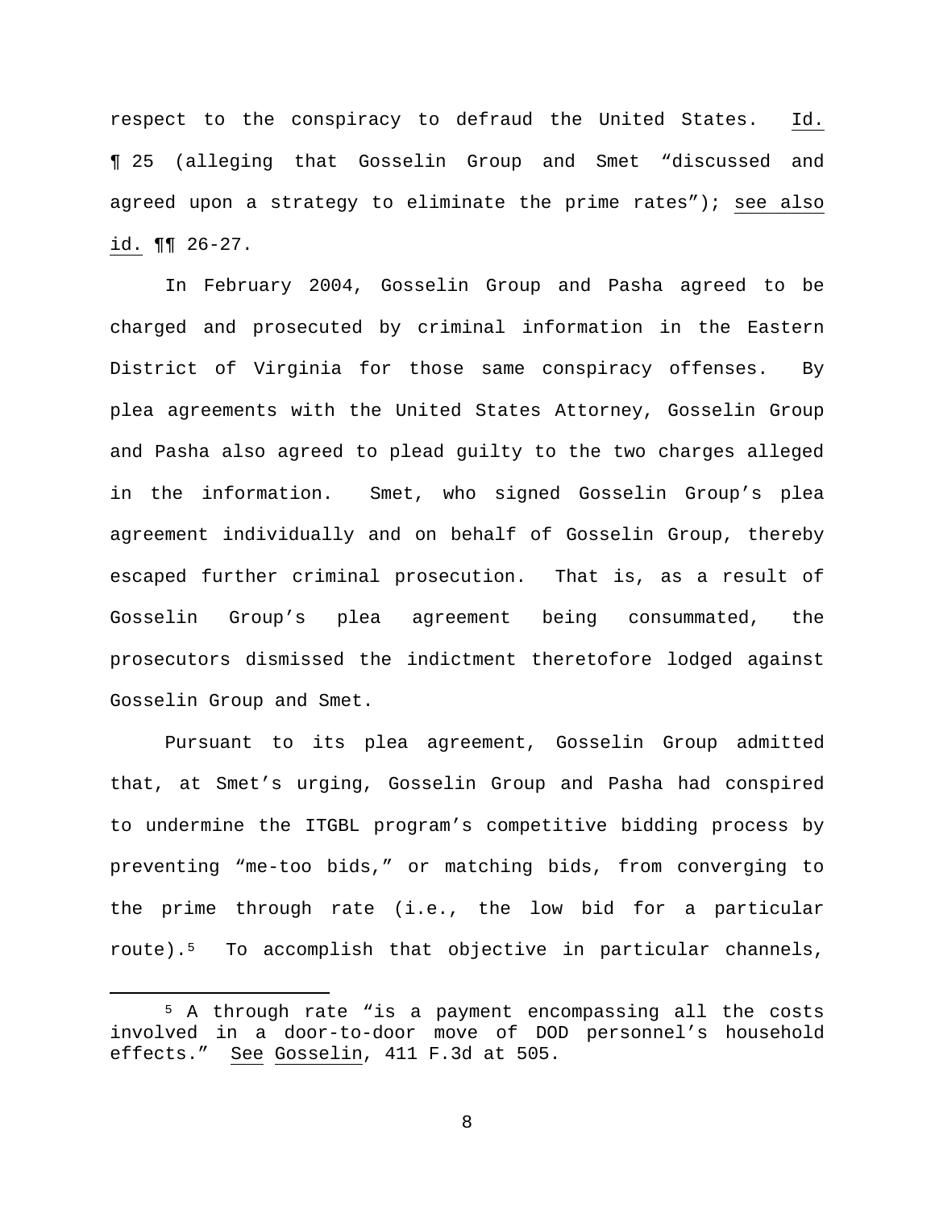respect to the conspiracy to defraud the United States. Id. ¶ 25 (alleging that Gosselin Group and Smet "discussed and agreed upon a strategy to eliminate the prime rates"); see also id. ¶¶ 26-27.

In February 2004, Gosselin Group and Pasha agreed to be charged and prosecuted by criminal information in the Eastern District of Virginia for those same conspiracy offenses. By plea agreements with the United States Attorney, Gosselin Group and Pasha also agreed to plead guilty to the two charges alleged in the information. Smet, who signed Gosselin Group's plea agreement individually and on behalf of Gosselin Group, thereby escaped further criminal prosecution. That is, as a result of Gosselin Group's plea agreement being consummated, the prosecutors dismissed the indictment theretofore lodged against Gosselin Group and Smet.

Pursuant to its plea agreement, Gosselin Group admitted that, at Smet's urging, Gosselin Group and Pasha had conspired to undermine the ITGBL program's competitive bidding process by preventing "me-too bids," or matching bids, from converging to the prime through rate (i.e., the low bid for a particular route).[5] To accomplish that objective in particular channels,

---

[5] A through rate "is a payment encompassing all the costs involved in a door-to-door move of DOD personnel's household effects." See Gosselin, 411 F.3d at 505.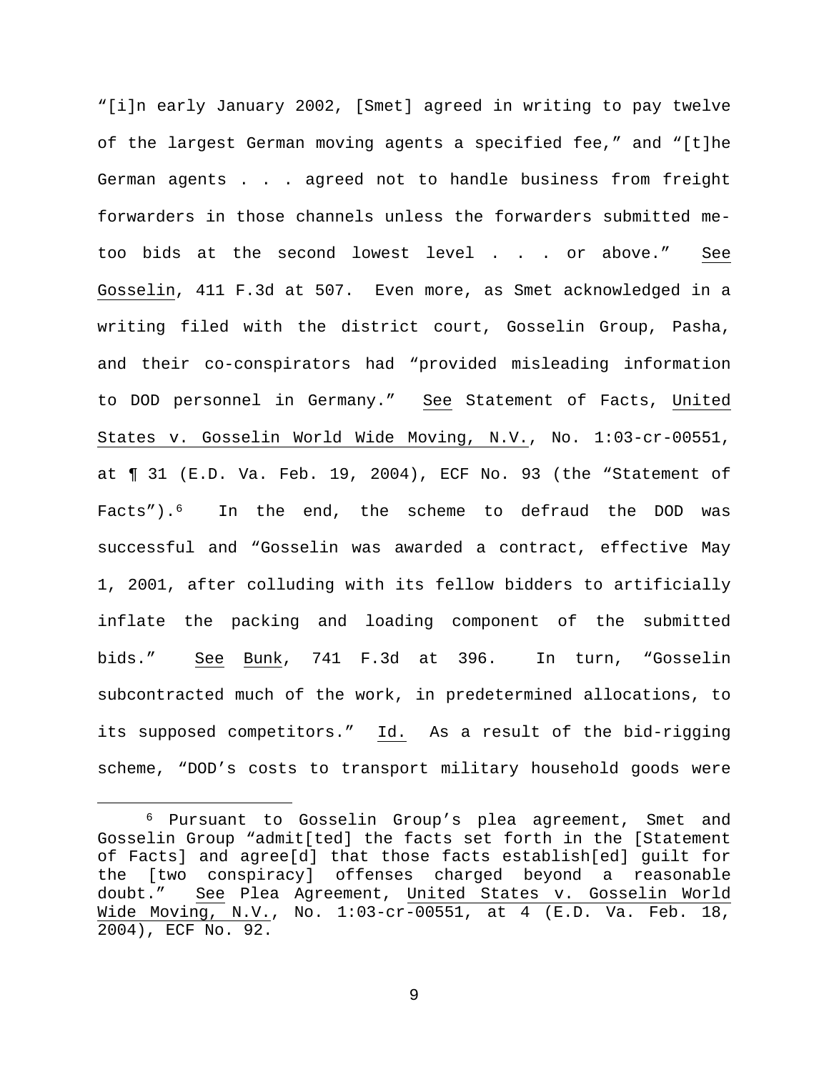"[i]n early January 2002, [Smet] agreed in writing to pay twelve of the largest German moving agents a specified fee," and "[t]he German agents . . . agreed not to handle business from freight forwarders in those channels unless the forwarders submitted me-too bids at the second lowest level . . . or above." See Gosselin, 411 F.3d at 507. Even more, as Smet acknowledged in a writing filed with the district court, Gosselin Group, Pasha, and their co-conspirators had "provided misleading information to DOD personnel in Germany." See Statement of Facts, United States v. Gosselin World Wide Moving, N.V., No. 1:03-cr-00551, at ¶ 31 (E.D. Va. Feb. 19, 2004), ECF No. 93 (the "Statement of Facts").[6] In the end, the scheme to defraud the DOD was successful and "Gosselin was awarded a contract, effective May 1, 2001, after colluding with its fellow bidders to artificially inflate the packing and loading component of the submitted bids." See Bunk, 741 F.3d at 396. In turn, "Gosselin subcontracted much of the work, in predetermined allocations, to its supposed competitors." Id. As a result of the bid-rigging scheme, "DOD's costs to transport military household goods were

[6] Pursuant to Gosselin Group's plea agreement, Smet and Gosselin Group "admit[ted] the facts set forth in the [Statement of Facts] and agree[d] that those facts establish[ed] guilt for the [two conspiracy] offenses charged beyond a reasonable doubt." See Plea Agreement, United States v. Gosselin World Wide Moving, N.V., No. 1:03-cr-00551, at 4 (E.D. Va. Feb. 18, 2004), ECF No. 92.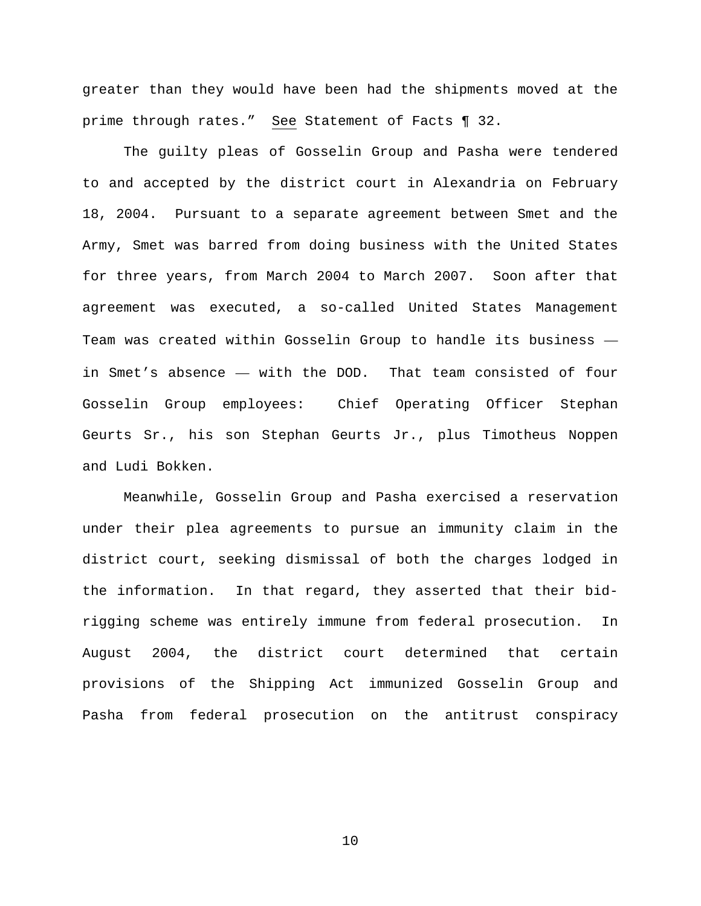greater than they would have been had the shipments moved at the prime through rates." See Statement of Facts ¶ 32.

The guilty pleas of Gosselin Group and Pasha were tendered to and accepted by the district court in Alexandria on February 18, 2004. Pursuant to a separate agreement between Smet and the Army, Smet was barred from doing business with the United States for three years, from March 2004 to March 2007. Soon after that agreement was executed, a so-called United States Management Team was created within Gosselin Group to handle its business — in Smet's absence — with the DOD. That team consisted of four Gosselin Group employees: Chief Operating Officer Stephan Geurts Sr., his son Stephan Geurts Jr., plus Timotheus Noppen and Ludi Bokken.

Meanwhile, Gosselin Group and Pasha exercised a reservation under their plea agreements to pursue an immunity claim in the district court, seeking dismissal of both the charges lodged in the information. In that regard, they asserted that their bid-rigging scheme was entirely immune from federal prosecution. In August 2004, the district court determined that certain provisions of the Shipping Act immunized Gosselin Group and Pasha from federal prosecution on the antitrust conspiracy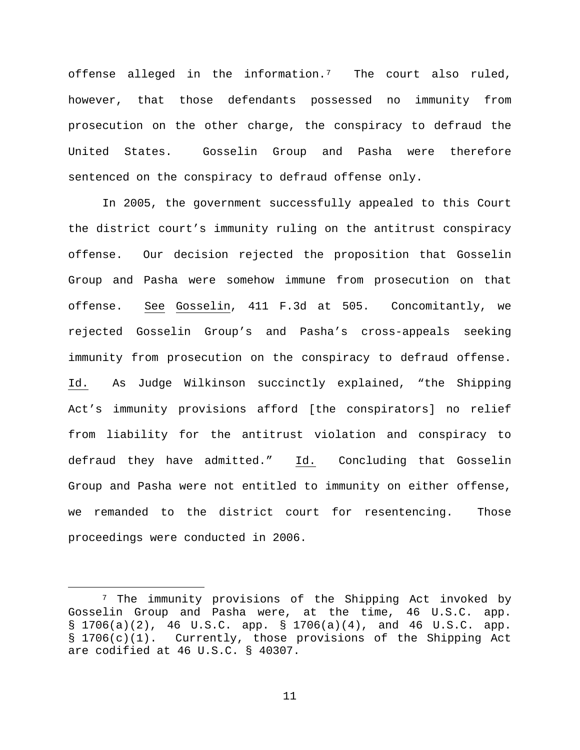offense alleged in the information.[7] The court also ruled, however, that those defendants possessed no immunity from prosecution on the other charge, the conspiracy to defraud the United States. Gosselin Group and Pasha were therefore sentenced on the conspiracy to defraud offense only.

In 2005, the government successfully appealed to this Court the district court's immunity ruling on the antitrust conspiracy offense. Our decision rejected the proposition that Gosselin Group and Pasha were somehow immune from prosecution on that offense. See Gosselin, 411 F.3d at 505. Concomitantly, we rejected Gosselin Group's and Pasha's cross-appeals seeking immunity from prosecution on the conspiracy to defraud offense. Id. As Judge Wilkinson succinctly explained, "the Shipping Act's immunity provisions afford [the conspirators] no relief from liability for the antitrust violation and conspiracy to defraud they have admitted." Id. Concluding that Gosselin Group and Pasha were not entitled to immunity on either offense, we remanded to the district court for resentencing. Those proceedings were conducted in 2006.

[7] The immunity provisions of the Shipping Act invoked by Gosselin Group and Pasha were, at the time, 46 U.S.C. app. § 1706(a)(2), 46 U.S.C. app. § 1706(a)(4), and 46 U.S.C. app. § 1706(c)(1). Currently, those provisions of the Shipping Act are codified at 46 U.S.C. § 40307.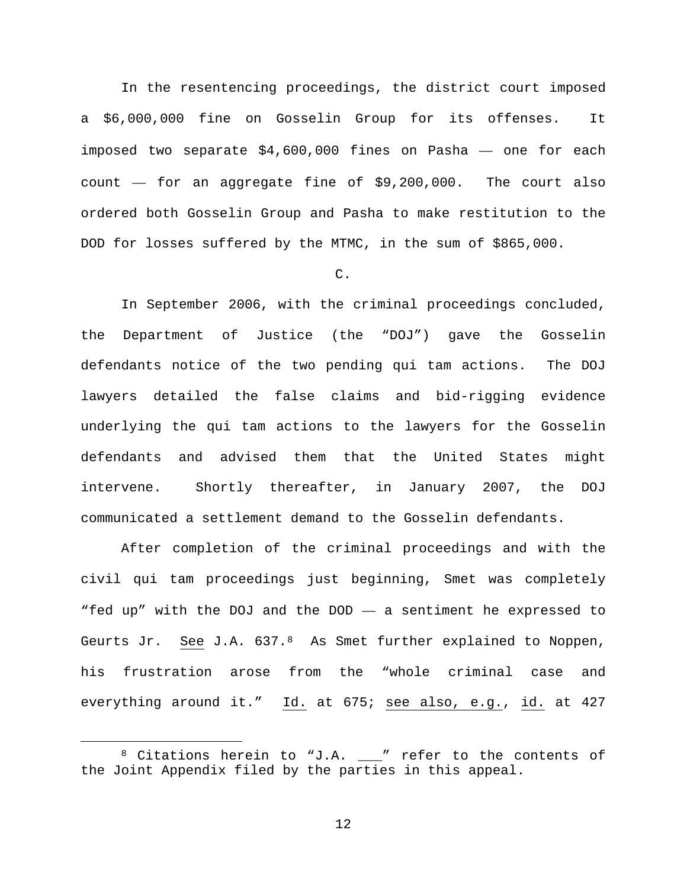In the resentencing proceedings, the district court imposed a $6,000,000 fine on Gosselin Group for its offenses. It imposed two separate $4,600,000 fines on Pasha — one for each count — for an aggregate fine of $9,200,000. The court also ordered both Gosselin Group and Pasha to make restitution to the DOD for losses suffered by the MTMC, in the sum of $865,000.

C.

In September 2006, with the criminal proceedings concluded, the Department of Justice (the "DOJ") gave the Gosselin defendants notice of the two pending qui tam actions. The DOJ lawyers detailed the false claims and bid-rigging evidence underlying the qui tam actions to the lawyers for the Gosselin defendants and advised them that the United States might intervene. Shortly thereafter, in January 2007, the DOJ communicated a settlement demand to the Gosselin defendants.

After completion of the criminal proceedings and with the civil qui tam proceedings just beginning, Smet was completely "fed up" with the DOJ and the DOD — a sentiment he expressed to Geurts Jr. See J.A. 637.[8] As Smet further explained to Noppen, his frustration arose from the "whole criminal case and everything around it." Id. at 675; see also, e.g., id. at 427

[8] Citations herein to "J.A. ___" refer to the contents of the Joint Appendix filed by the parties in this appeal.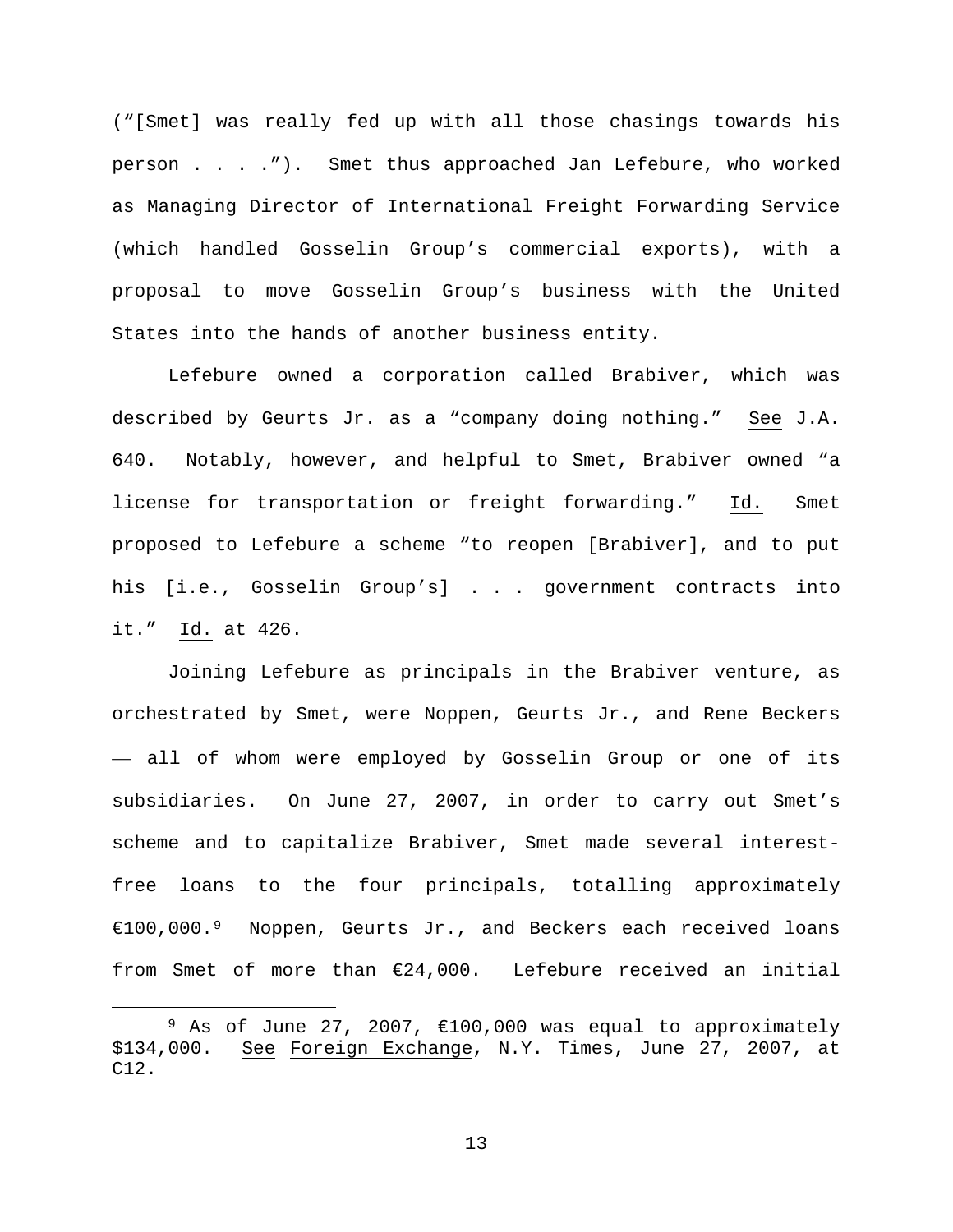("[Smet] was really fed up with all those chasings towards his person . . . ."). Smet thus approached Jan Lefebure, who worked as Managing Director of International Freight Forwarding Service (which handled Gosselin Group's commercial exports), with a proposal to move Gosselin Group's business with the United States into the hands of another business entity.

Lefebure owned a corporation called Brabiver, which was described by Geurts Jr. as a "company doing nothing." See J.A. 640. Notably, however, and helpful to Smet, Brabiver owned "a license for transportation or freight forwarding." Id. Smet proposed to Lefebure a scheme "to reopen [Brabiver], and to put his [i.e., Gosselin Group's] . . . government contracts into it." Id. at 426.

Joining Lefebure as principals in the Brabiver venture, as orchestrated by Smet, were Noppen, Geurts Jr., and Rene Beckers — all of whom were employed by Gosselin Group or one of its subsidiaries. On June 27, 2007, in order to carry out Smet's scheme and to capitalize Brabiver, Smet made several interest-free loans to the four principals, totalling approximately €100,000.[9] Noppen, Geurts Jr., and Beckers each received loans from Smet of more than €24,000. Lefebure received an initial

---

[9] As of June 27, 2007, €100,000 was equal to approximately $134,000. See Foreign Exchange, N.Y. Times, June 27, 2007, at C12.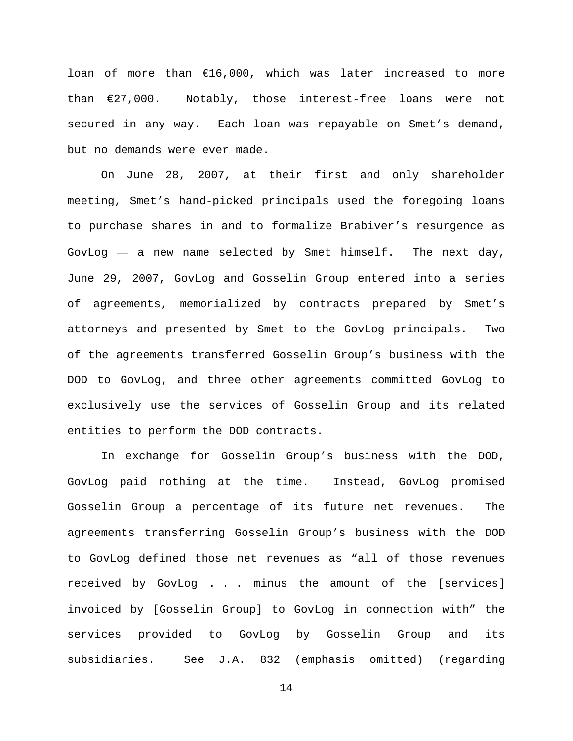loan of more than €16,000, which was later increased to more than €27,000. Notably, those interest-free loans were not secured in any way. Each loan was repayable on Smet's demand, but no demands were ever made.

On June 28, 2007, at their first and only shareholder meeting, Smet's hand-picked principals used the foregoing loans to purchase shares in and to formalize Brabiver's resurgence as GovLog — a new name selected by Smet himself. The next day, June 29, 2007, GovLog and Gosselin Group entered into a series of agreements, memorialized by contracts prepared by Smet's attorneys and presented by Smet to the GovLog principals. Two of the agreements transferred Gosselin Group's business with the DOD to GovLog, and three other agreements committed GovLog to exclusively use the services of Gosselin Group and its related entities to perform the DOD contracts.

In exchange for Gosselin Group's business with the DOD, GovLog paid nothing at the time. Instead, GovLog promised Gosselin Group a percentage of its future net revenues. The agreements transferring Gosselin Group's business with the DOD to GovLog defined those net revenues as "all of those revenues received by GovLog . . . minus the amount of the [services] invoiced by [Gosselin Group] to GovLog in connection with" the services provided to GovLog by Gosselin Group and its subsidiaries. See J.A. 832 (emphasis omitted) (regarding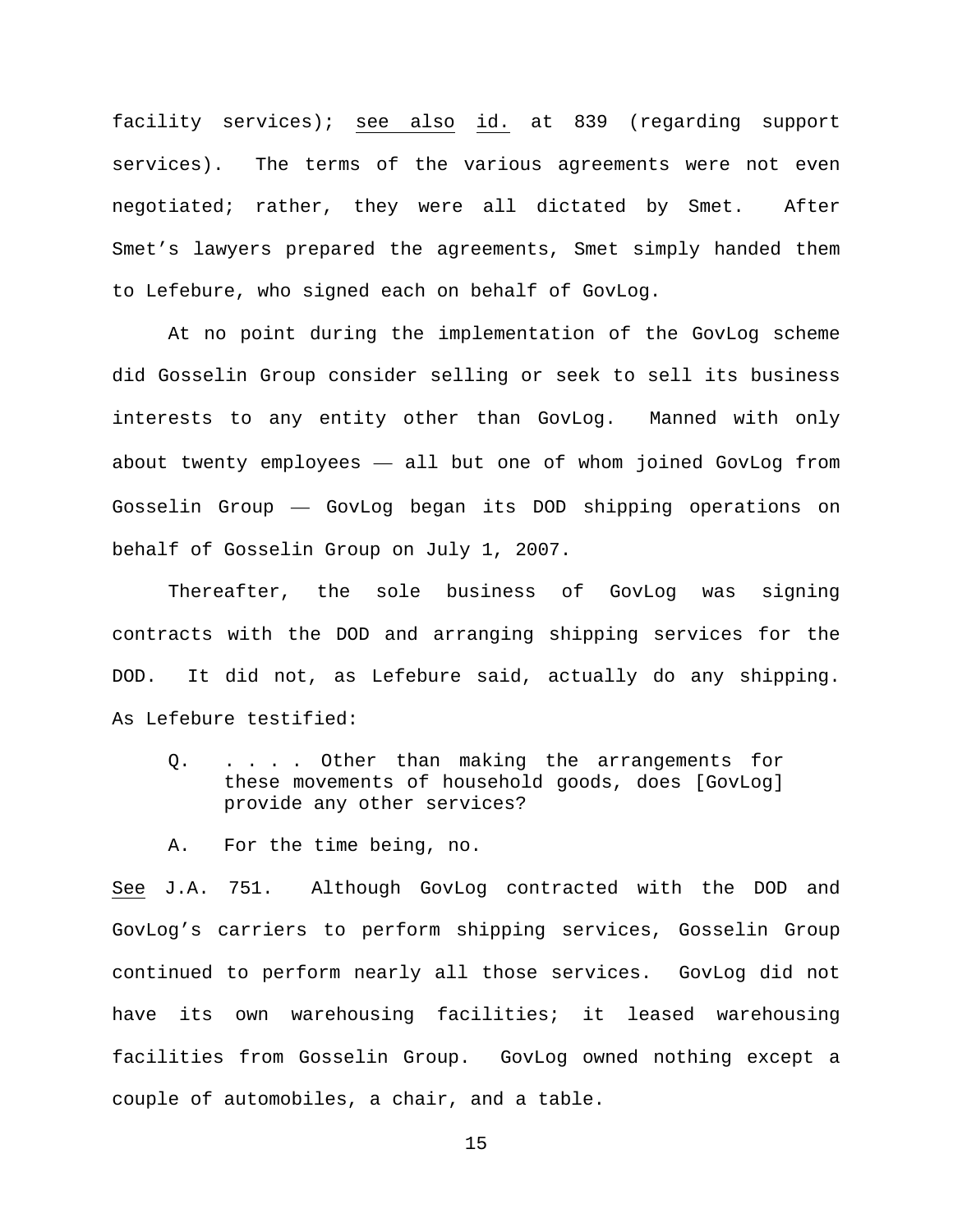facility services); see also id. at 839 (regarding support services). The terms of the various agreements were not even negotiated; rather, they were all dictated by Smet. After Smet's lawyers prepared the agreements, Smet simply handed them to Lefebure, who signed each on behalf of GovLog.

At no point during the implementation of the GovLog scheme did Gosselin Group consider selling or seek to sell its business interests to any entity other than GovLog. Manned with only about twenty employees — all but one of whom joined GovLog from Gosselin Group — GovLog began its DOD shipping operations on behalf of Gosselin Group on July 1, 2007.

Thereafter, the sole business of GovLog was signing contracts with the DOD and arranging shipping services for the DOD. It did not, as Lefebure said, actually do any shipping. As Lefebure testified:

> Q. . . . . Other than making the arrangements for these movements of household goods, does [GovLog] provide any other services?
>
> A. For the time being, no.

See J.A. 751. Although GovLog contracted with the DOD and GovLog's carriers to perform shipping services, Gosselin Group continued to perform nearly all those services. GovLog did not have its own warehousing facilities; it leased warehousing facilities from Gosselin Group. GovLog owned nothing except a couple of automobiles, a chair, and a table.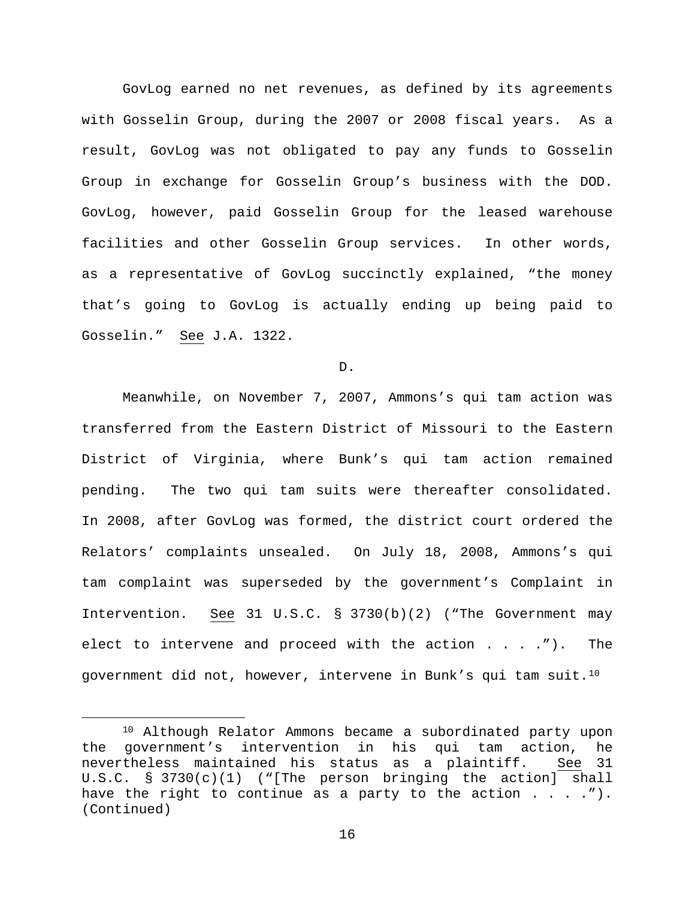GovLog earned no net revenues, as defined by its agreements with Gosselin Group, during the 2007 or 2008 fiscal years. As a result, GovLog was not obligated to pay any funds to Gosselin Group in exchange for Gosselin Group's business with the DOD. GovLog, however, paid Gosselin Group for the leased warehouse facilities and other Gosselin Group services. In other words, as a representative of GovLog succinctly explained, "the money that's going to GovLog is actually ending up being paid to Gosselin." See J.A. 1322.

D.

Meanwhile, on November 7, 2007, Ammons's qui tam action was transferred from the Eastern District of Missouri to the Eastern District of Virginia, where Bunk's qui tam action remained pending. The two qui tam suits were thereafter consolidated. In 2008, after GovLog was formed, the district court ordered the Relators' complaints unsealed. On July 18, 2008, Ammons's qui tam complaint was superseded by the government's Complaint in Intervention. See 31 U.S.C. § 3730(b)(2) ("The Government may elect to intervene and proceed with the action . . . ."). The government did not, however, intervene in Bunk's qui tam suit.[10]

[10] Although Relator Ammons became a subordinated party upon the government's intervention in his qui tam action, he nevertheless maintained his status as a plaintiff. See 31 U.S.C. § 3730(c)(1) ("[The person bringing the action] shall have the right to continue as a party to the action . . . ."). (Continued)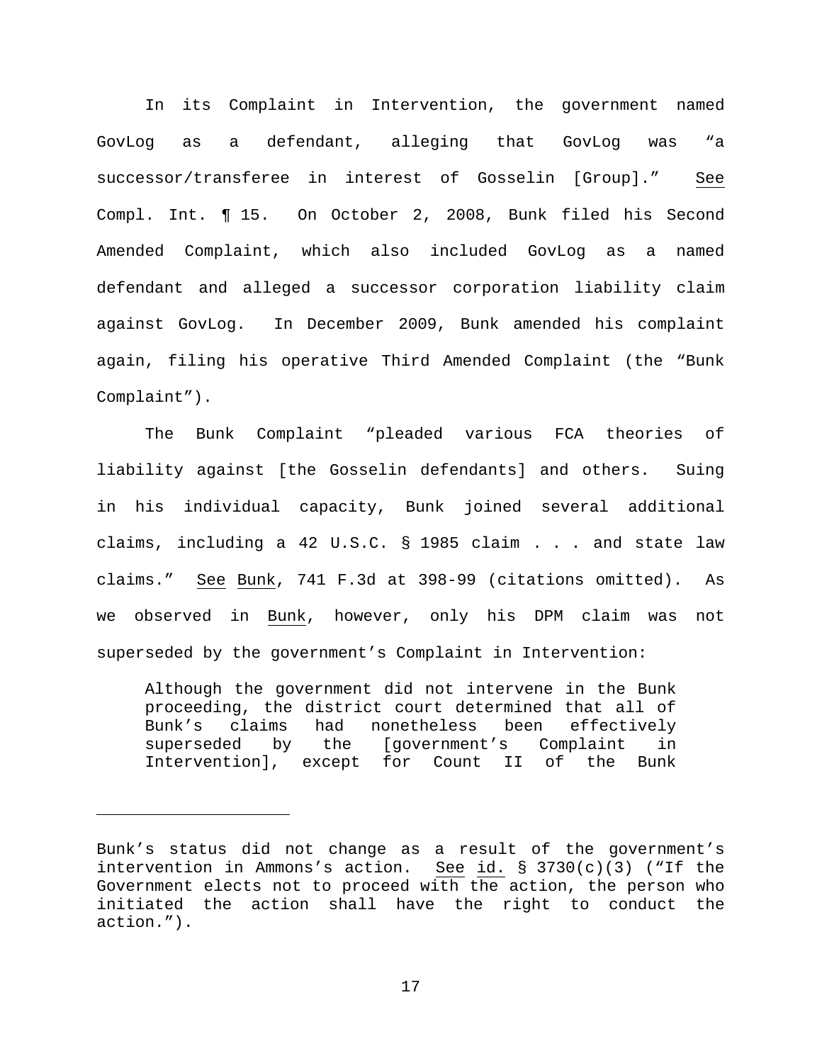In its Complaint in Intervention, the government named GovLog as a defendant, alleging that GovLog was "a successor/transferee in interest of Gosselin [Group]." See Compl. Int. ¶ 15. On October 2, 2008, Bunk filed his Second Amended Complaint, which also included GovLog as a named defendant and alleged a successor corporation liability claim against GovLog. In December 2009, Bunk amended his complaint again, filing his operative Third Amended Complaint (the "Bunk Complaint").

The Bunk Complaint "pleaded various FCA theories of liability against [the Gosselin defendants] and others. Suing in his individual capacity, Bunk joined several additional claims, including a 42 U.S.C. § 1985 claim . . . and state law claims." See Bunk, 741 F.3d at 398-99 (citations omitted). As we observed in Bunk, however, only his DPM claim was not superseded by the government's Complaint in Intervention:

> Although the government did not intervene in the Bunk proceeding, the district court determined that all of Bunk's claims had nonetheless been effectively superseded by the [government's Complaint in Intervention], except for Count II of the Bunk

---

Bunk's status did not change as a result of the government's intervention in Ammons's action. See id. § 3730(c)(3) ("If the Government elects not to proceed with the action, the person who initiated the action shall have the right to conduct the action.").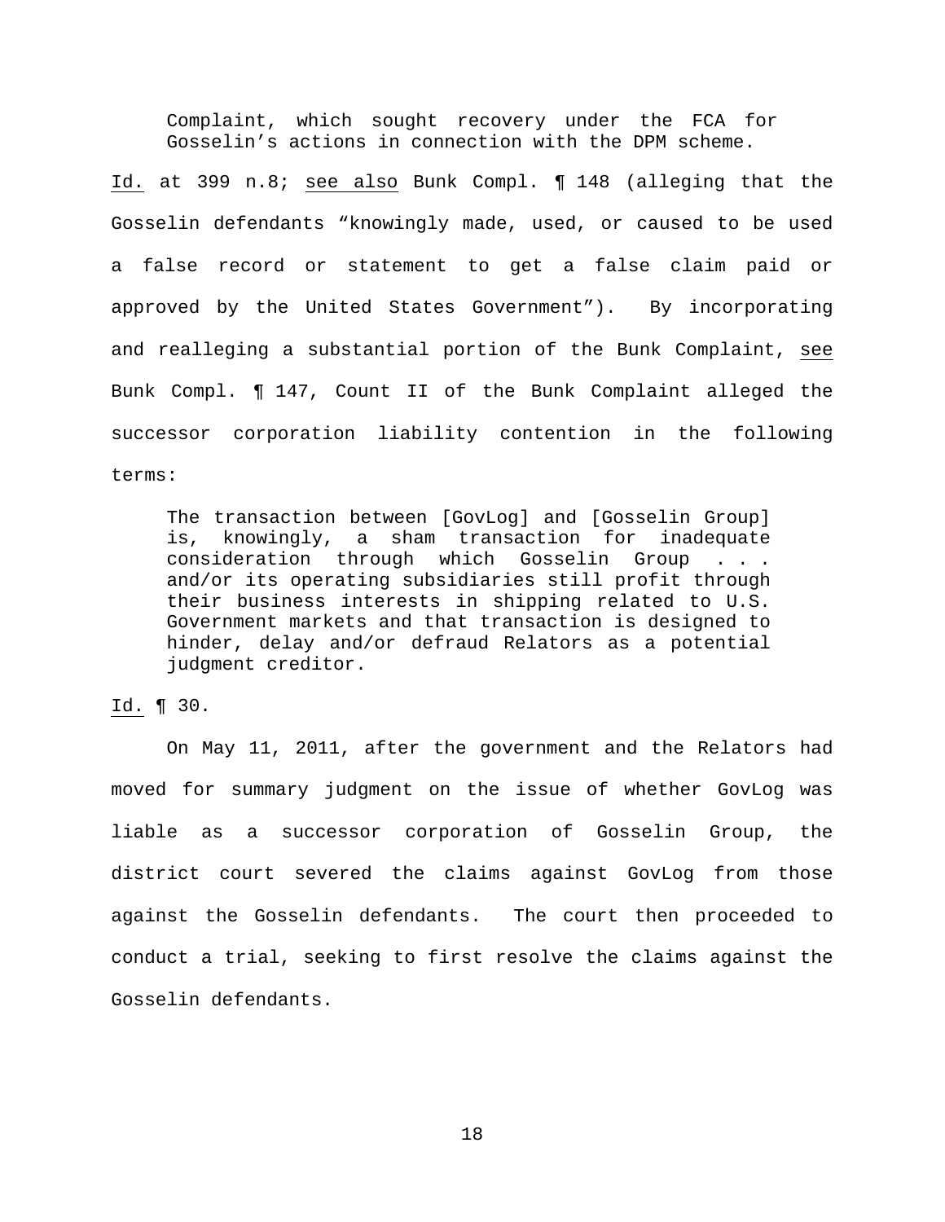> Complaint, which sought recovery under the FCA for Gosselin's actions in connection with the DPM scheme.

Id. at 399 n.8; see also Bunk Compl. ¶ 148 (alleging that the Gosselin defendants "knowingly made, used, or caused to be used a false record or statement to get a false claim paid or approved by the United States Government"). By incorporating and realleging a substantial portion of the Bunk Complaint, see Bunk Compl. ¶ 147, Count II of the Bunk Complaint alleged the successor corporation liability contention in the following terms:

> The transaction between [GovLog] and [Gosselin Group] is, knowingly, a sham transaction for inadequate consideration through which Gosselin Group . . . and/or its operating subsidiaries still profit through their business interests in shipping related to U.S. Government markets and that transaction is designed to hinder, delay and/or defraud Relators as a potential judgment creditor.

Id. ¶ 30.

On May 11, 2011, after the government and the Relators had moved for summary judgment on the issue of whether GovLog was liable as a successor corporation of Gosselin Group, the district court severed the claims against GovLog from those against the Gosselin defendants. The court then proceeded to conduct a trial, seeking to first resolve the claims against the Gosselin defendants.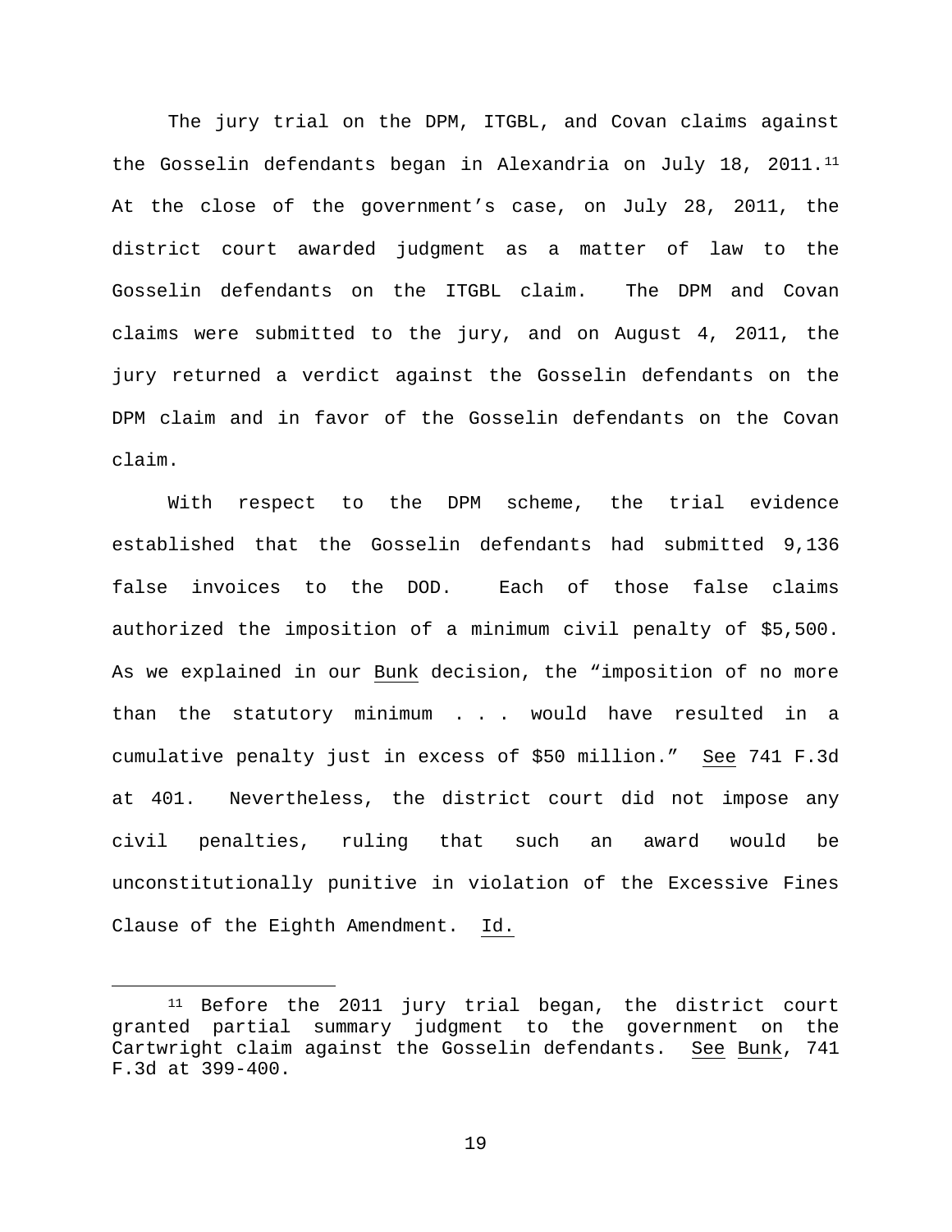The jury trial on the DPM, ITGBL, and Covan claims against the Gosselin defendants began in Alexandria on July 18, 2011.[11] At the close of the government's case, on July 28, 2011, the district court awarded judgment as a matter of law to the Gosselin defendants on the ITGBL claim. The DPM and Covan claims were submitted to the jury, and on August 4, 2011, the jury returned a verdict against the Gosselin defendants on the DPM claim and in favor of the Gosselin defendants on the Covan claim.

With respect to the DPM scheme, the trial evidence established that the Gosselin defendants had submitted 9,136 false invoices to the DOD. Each of those false claims authorized the imposition of a minimum civil penalty of $5,500. As we explained in our Bunk decision, the "imposition of no more than the statutory minimum . . . would have resulted in a cumulative penalty just in excess of $50 million." See 741 F.3d at 401. Nevertheless, the district court did not impose any civil penalties, ruling that such an award would be unconstitutionally punitive in violation of the Excessive Fines Clause of the Eighth Amendment. Id.

---

[11] Before the 2011 jury trial began, the district court granted partial summary judgment to the government on the Cartwright claim against the Gosselin defendants. See Bunk, 741 F.3d at 399-400.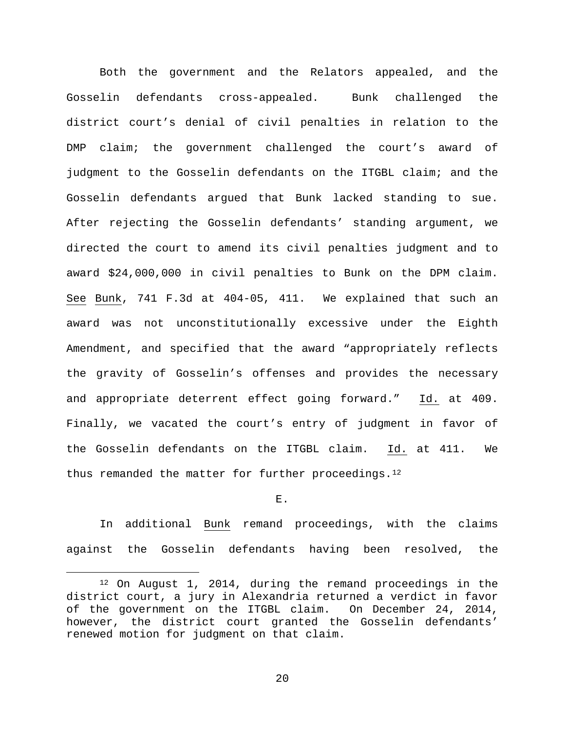Both the government and the Relators appealed, and the Gosselin defendants cross-appealed. Bunk challenged the district court's denial of civil penalties in relation to the DMP claim; the government challenged the court's award of judgment to the Gosselin defendants on the ITGBL claim; and the Gosselin defendants argued that Bunk lacked standing to sue. After rejecting the Gosselin defendants' standing argument, we directed the court to amend its civil penalties judgment and to award $24,000,000 in civil penalties to Bunk on the DPM claim. See Bunk, 741 F.3d at 404-05, 411. We explained that such an award was not unconstitutionally excessive under the Eighth Amendment, and specified that the award "appropriately reflects the gravity of Gosselin's offenses and provides the necessary and appropriate deterrent effect going forward." Id. at 409. Finally, we vacated the court's entry of judgment in favor of the Gosselin defendants on the ITGBL claim. Id. at 411. We thus remanded the matter for further proceedings.[12]

E.

In additional Bunk remand proceedings, with the claims against the Gosselin defendants having been resolved, the

[12] On August 1, 2014, during the remand proceedings in the district court, a jury in Alexandria returned a verdict in favor of the government on the ITGBL claim. On December 24, 2014, however, the district court granted the Gosselin defendants' renewed motion for judgment on that claim.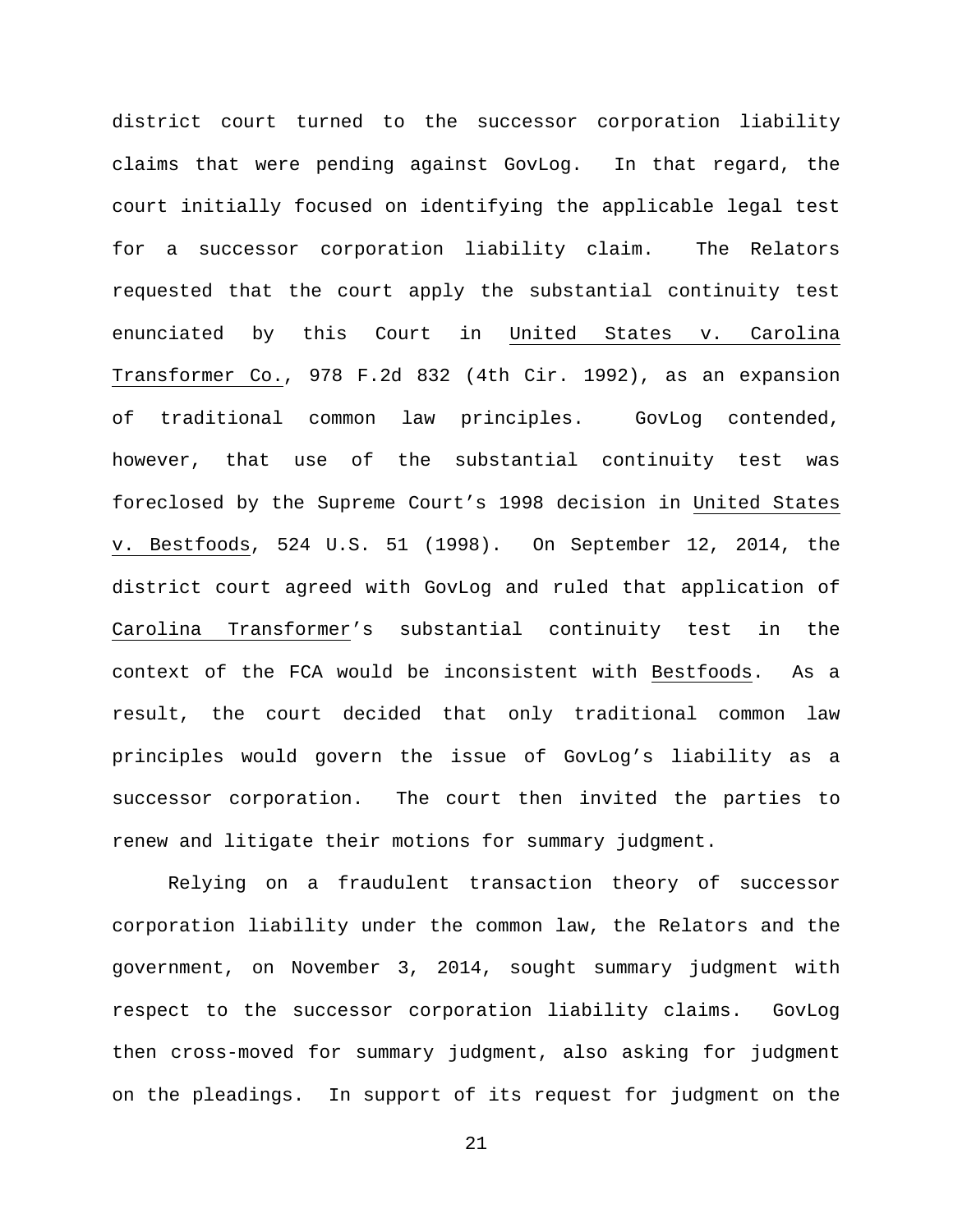district court turned to the successor corporation liability claims that were pending against GovLog. In that regard, the court initially focused on identifying the applicable legal test for a successor corporation liability claim. The Relators requested that the court apply the substantial continuity test enunciated by this Court in United States v. Carolina Transformer Co., 978 F.2d 832 (4th Cir. 1992), as an expansion of traditional common law principles. GovLog contended, however, that use of the substantial continuity test was foreclosed by the Supreme Court's 1998 decision in United States v. Bestfoods, 524 U.S. 51 (1998). On September 12, 2014, the district court agreed with GovLog and ruled that application of Carolina Transformer's substantial continuity test in the context of the FCA would be inconsistent with Bestfoods. As a result, the court decided that only traditional common law principles would govern the issue of GovLog's liability as a successor corporation. The court then invited the parties to renew and litigate their motions for summary judgment.

Relying on a fraudulent transaction theory of successor corporation liability under the common law, the Relators and the government, on November 3, 2014, sought summary judgment with respect to the successor corporation liability claims. GovLog then cross-moved for summary judgment, also asking for judgment on the pleadings. In support of its request for judgment on the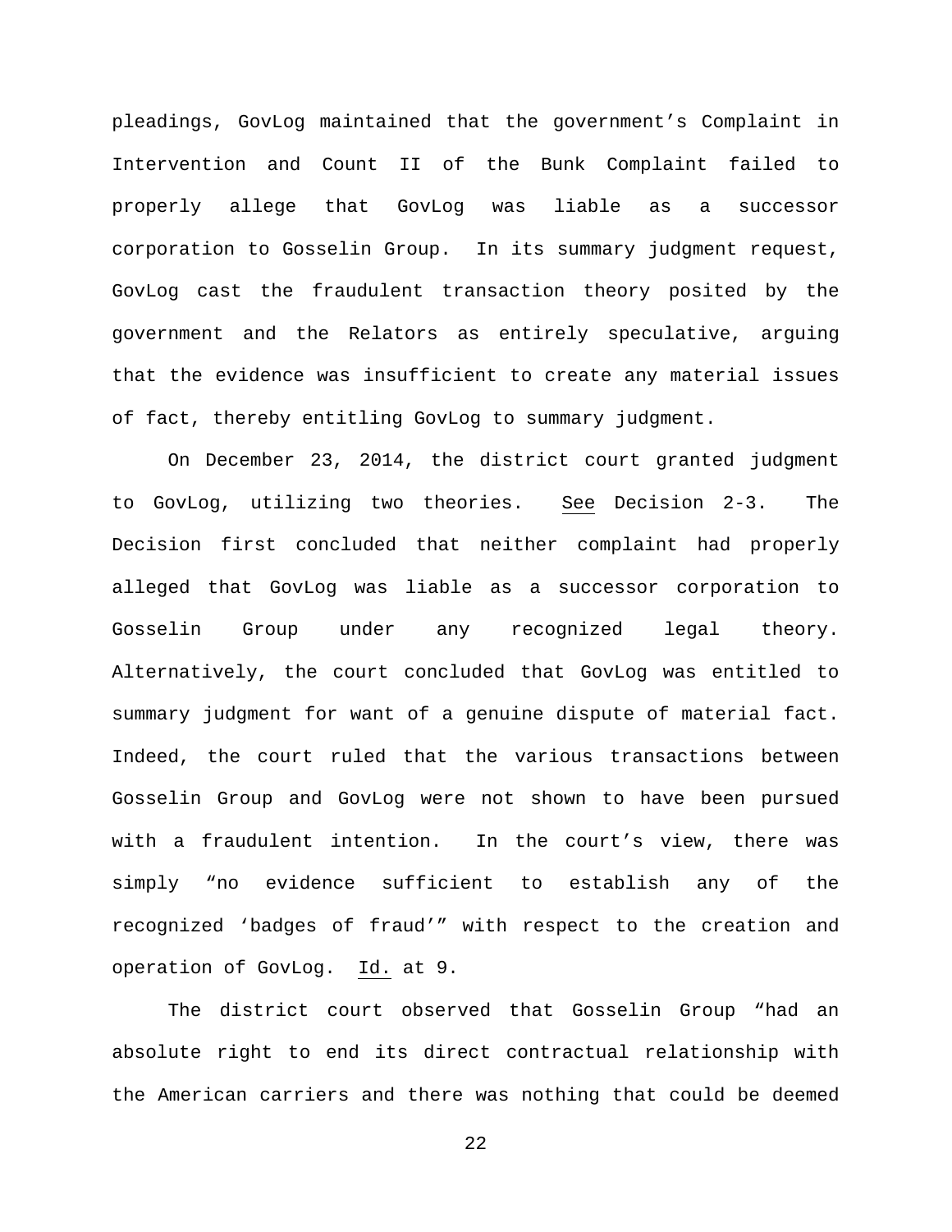pleadings, GovLog maintained that the government's Complaint in Intervention and Count II of the Bunk Complaint failed to properly allege that GovLog was liable as a successor corporation to Gosselin Group. In its summary judgment request, GovLog cast the fraudulent transaction theory posited by the government and the Relators as entirely speculative, arguing that the evidence was insufficient to create any material issues of fact, thereby entitling GovLog to summary judgment.

On December 23, 2014, the district court granted judgment to GovLog, utilizing two theories. See Decision 2-3. The Decision first concluded that neither complaint had properly alleged that GovLog was liable as a successor corporation to Gosselin Group under any recognized legal theory. Alternatively, the court concluded that GovLog was entitled to summary judgment for want of a genuine dispute of material fact. Indeed, the court ruled that the various transactions between Gosselin Group and GovLog were not shown to have been pursued with a fraudulent intention. In the court's view, there was simply "no evidence sufficient to establish any of the recognized 'badges of fraud'" with respect to the creation and operation of GovLog. Id. at 9.

The district court observed that Gosselin Group "had an absolute right to end its direct contractual relationship with the American carriers and there was nothing that could be deemed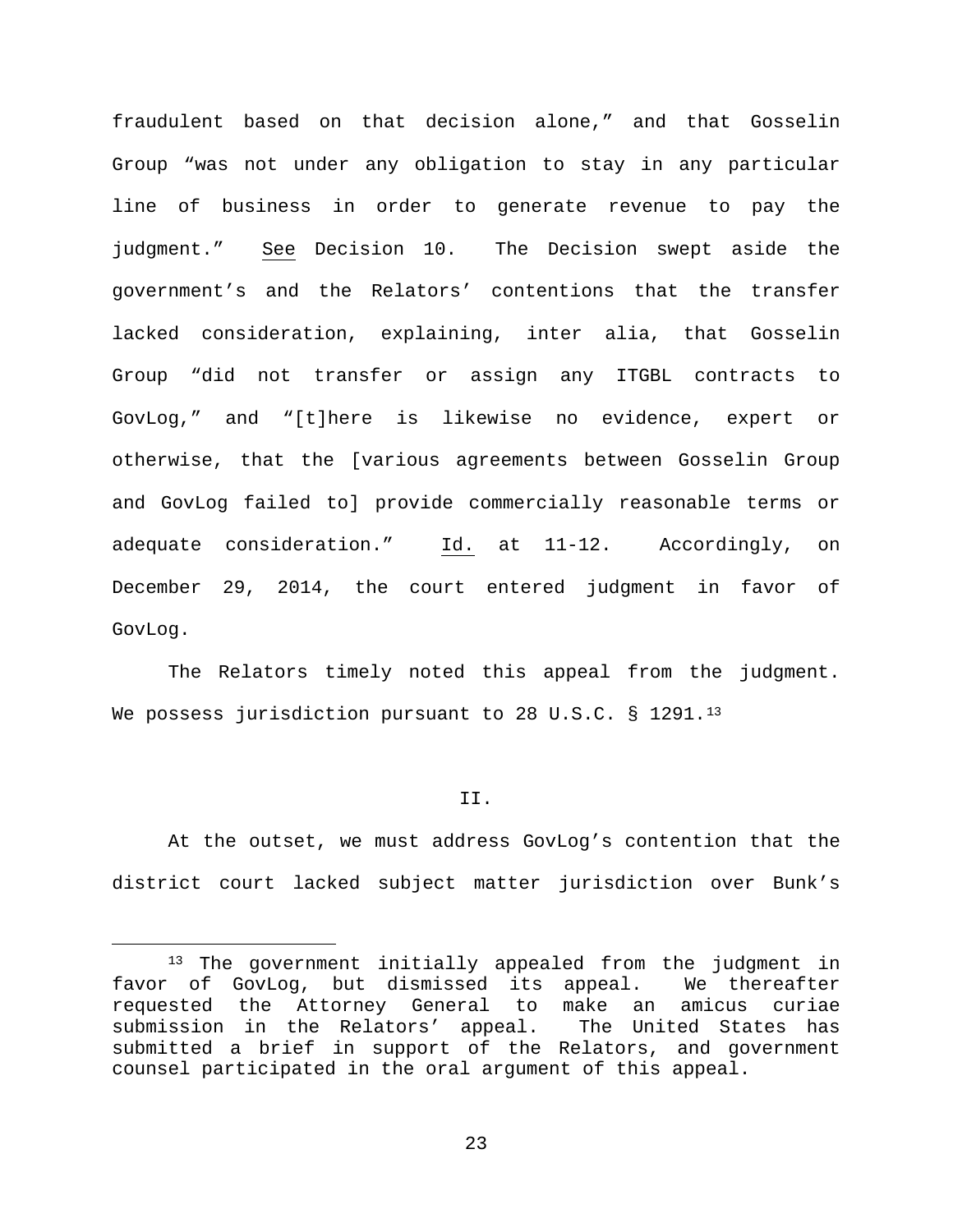fraudulent based on that decision alone," and that Gosselin Group "was not under any obligation to stay in any particular line of business in order to generate revenue to pay the judgment." See Decision 10. The Decision swept aside the government's and the Relators' contentions that the transfer lacked consideration, explaining, inter alia, that Gosselin Group "did not transfer or assign any ITGBL contracts to GovLog," and "[t]here is likewise no evidence, expert or otherwise, that the [various agreements between Gosselin Group and GovLog failed to] provide commercially reasonable terms or adequate consideration." Id. at 11-12. Accordingly, on December 29, 2014, the court entered judgment in favor of GovLog.

The Relators timely noted this appeal from the judgment. We possess jurisdiction pursuant to 28 U.S.C. § 1291.[13]

## II.

At the outset, we must address GovLog's contention that the district court lacked subject matter jurisdiction over Bunk's

---

[13] The government initially appealed from the judgment in favor of GovLog, but dismissed its appeal. We thereafter requested the Attorney General to make an amicus curiae submission in the Relators' appeal. The United States has submitted a brief in support of the Relators, and government counsel participated in the oral argument of this appeal.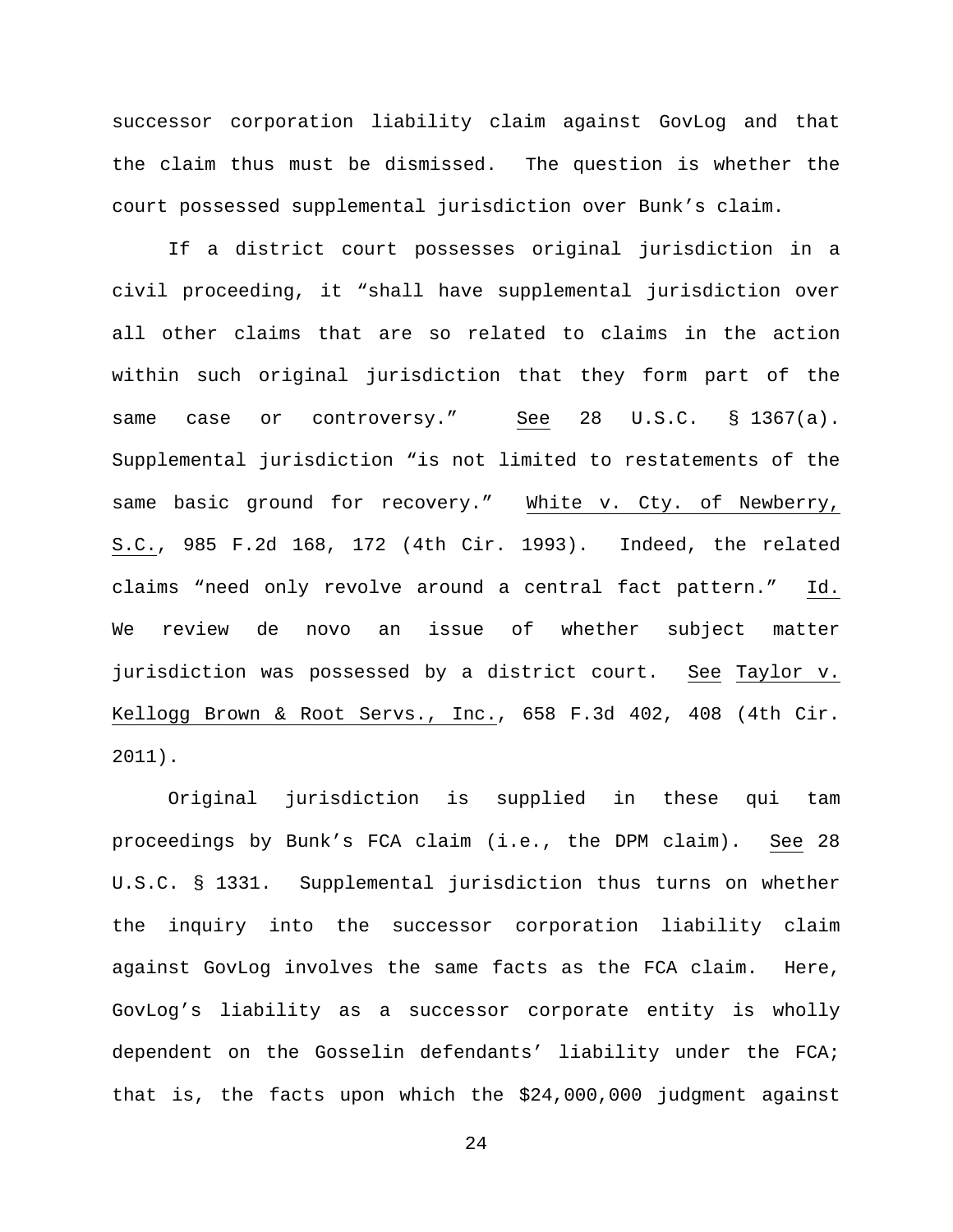successor corporation liability claim against GovLog and that the claim thus must be dismissed. The question is whether the court possessed supplemental jurisdiction over Bunk's claim.

If a district court possesses original jurisdiction in a civil proceeding, it "shall have supplemental jurisdiction over all other claims that are so related to claims in the action within such original jurisdiction that they form part of the same case or controversy." See 28 U.S.C. § 1367(a). Supplemental jurisdiction "is not limited to restatements of the same basic ground for recovery." White v. Cty. of Newberry, S.C., 985 F.2d 168, 172 (4th Cir. 1993). Indeed, the related claims "need only revolve around a central fact pattern." Id. We review de novo an issue of whether subject matter jurisdiction was possessed by a district court. See Taylor v. Kellogg Brown & Root Servs., Inc., 658 F.3d 402, 408 (4th Cir. 2011).

Original jurisdiction is supplied in these qui tam proceedings by Bunk's FCA claim (i.e., the DPM claim). See 28 U.S.C. § 1331. Supplemental jurisdiction thus turns on whether the inquiry into the successor corporation liability claim against GovLog involves the same facts as the FCA claim. Here, GovLog's liability as a successor corporate entity is wholly dependent on the Gosselin defendants' liability under the FCA; that is, the facts upon which the $24,000,000 judgment against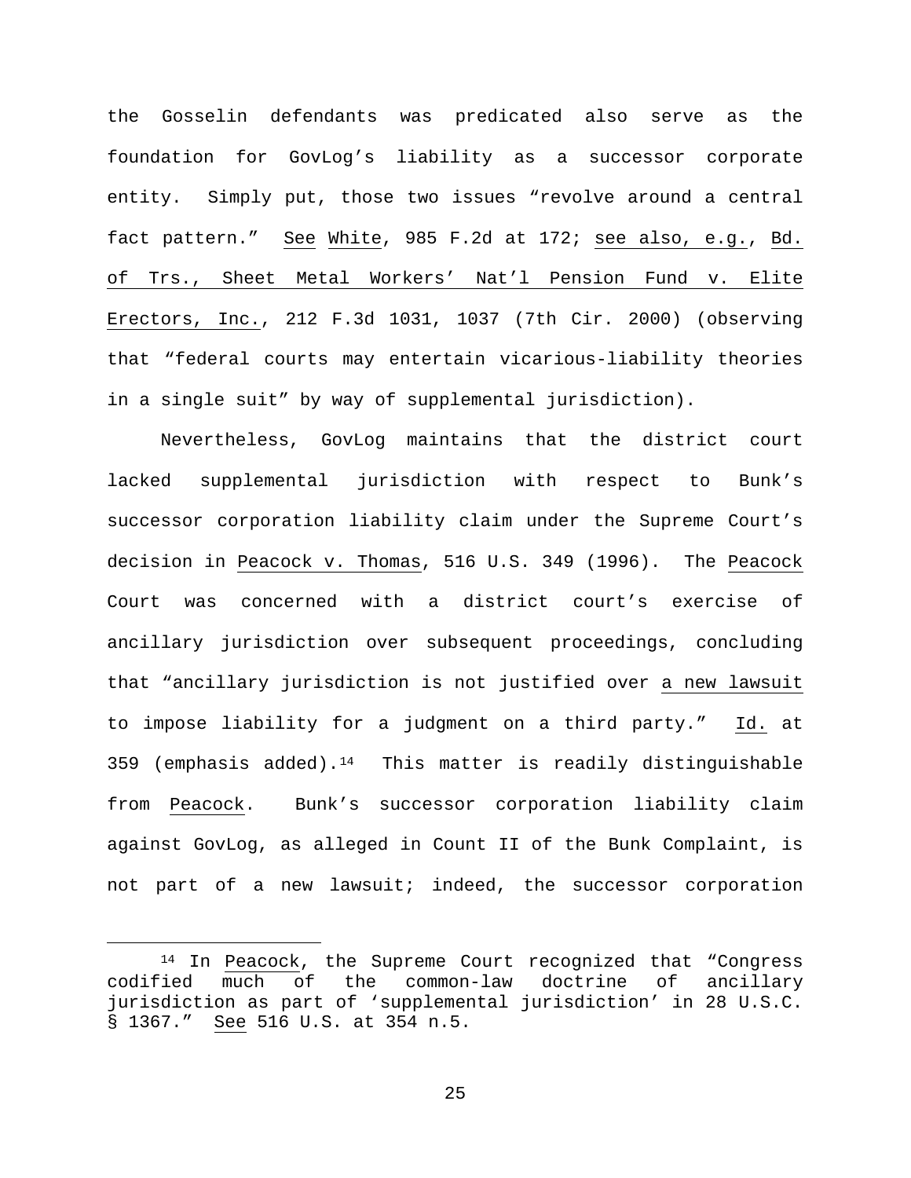the Gosselin defendants was predicated also serve as the foundation for GovLog's liability as a successor corporate entity. Simply put, those two issues "revolve around a central fact pattern." See White, 985 F.2d at 172; see also, e.g., Bd. of Trs., Sheet Metal Workers' Nat'l Pension Fund v. Elite Erectors, Inc., 212 F.3d 1031, 1037 (7th Cir. 2000) (observing that "federal courts may entertain vicarious-liability theories in a single suit" by way of supplemental jurisdiction).

Nevertheless, GovLog maintains that the district court lacked supplemental jurisdiction with respect to Bunk's successor corporation liability claim under the Supreme Court's decision in Peacock v. Thomas, 516 U.S. 349 (1996). The Peacock Court was concerned with a district court's exercise of ancillary jurisdiction over subsequent proceedings, concluding that "ancillary jurisdiction is not justified over a new lawsuit to impose liability for a judgment on a third party." Id. at 359 (emphasis added).[14] This matter is readily distinguishable from Peacock. Bunk's successor corporation liability claim against GovLog, as alleged in Count II of the Bunk Complaint, is not part of a new lawsuit; indeed, the successor corporation

[14] In Peacock, the Supreme Court recognized that "Congress codified much of the common-law doctrine of ancillary jurisdiction as part of 'supplemental jurisdiction' in 28 U.S.C. § 1367." See 516 U.S. at 354 n.5.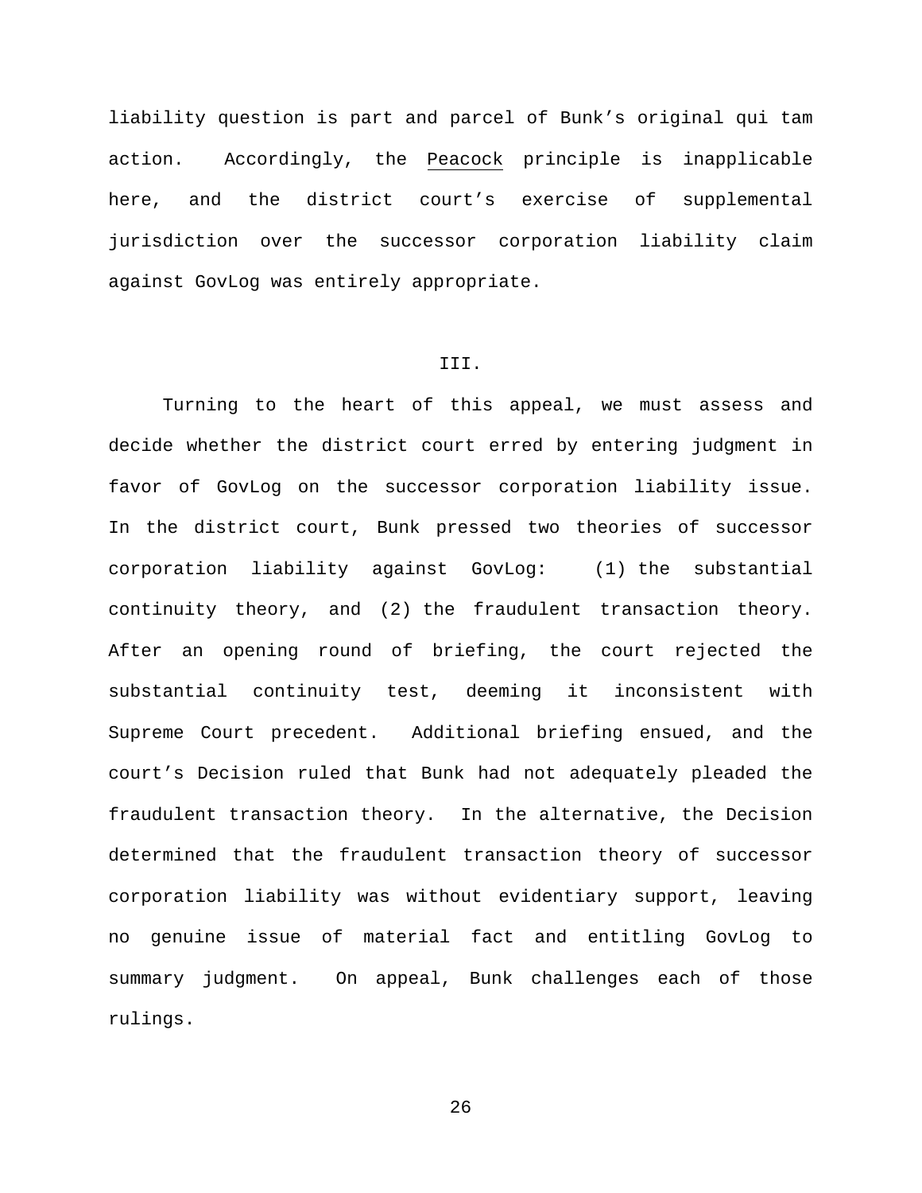liability question is part and parcel of Bunk's original qui tam action. Accordingly, the Peacock principle is inapplicable here, and the district court's exercise of supplemental jurisdiction over the successor corporation liability claim against GovLog was entirely appropriate.

## III.

Turning to the heart of this appeal, we must assess and decide whether the district court erred by entering judgment in favor of GovLog on the successor corporation liability issue. In the district court, Bunk pressed two theories of successor corporation liability against GovLog: (1) the substantial continuity theory, and (2) the fraudulent transaction theory. After an opening round of briefing, the court rejected the substantial continuity test, deeming it inconsistent with Supreme Court precedent. Additional briefing ensued, and the court's Decision ruled that Bunk had not adequately pleaded the fraudulent transaction theory. In the alternative, the Decision determined that the fraudulent transaction theory of successor corporation liability was without evidentiary support, leaving no genuine issue of material fact and entitling GovLog to summary judgment. On appeal, Bunk challenges each of those rulings.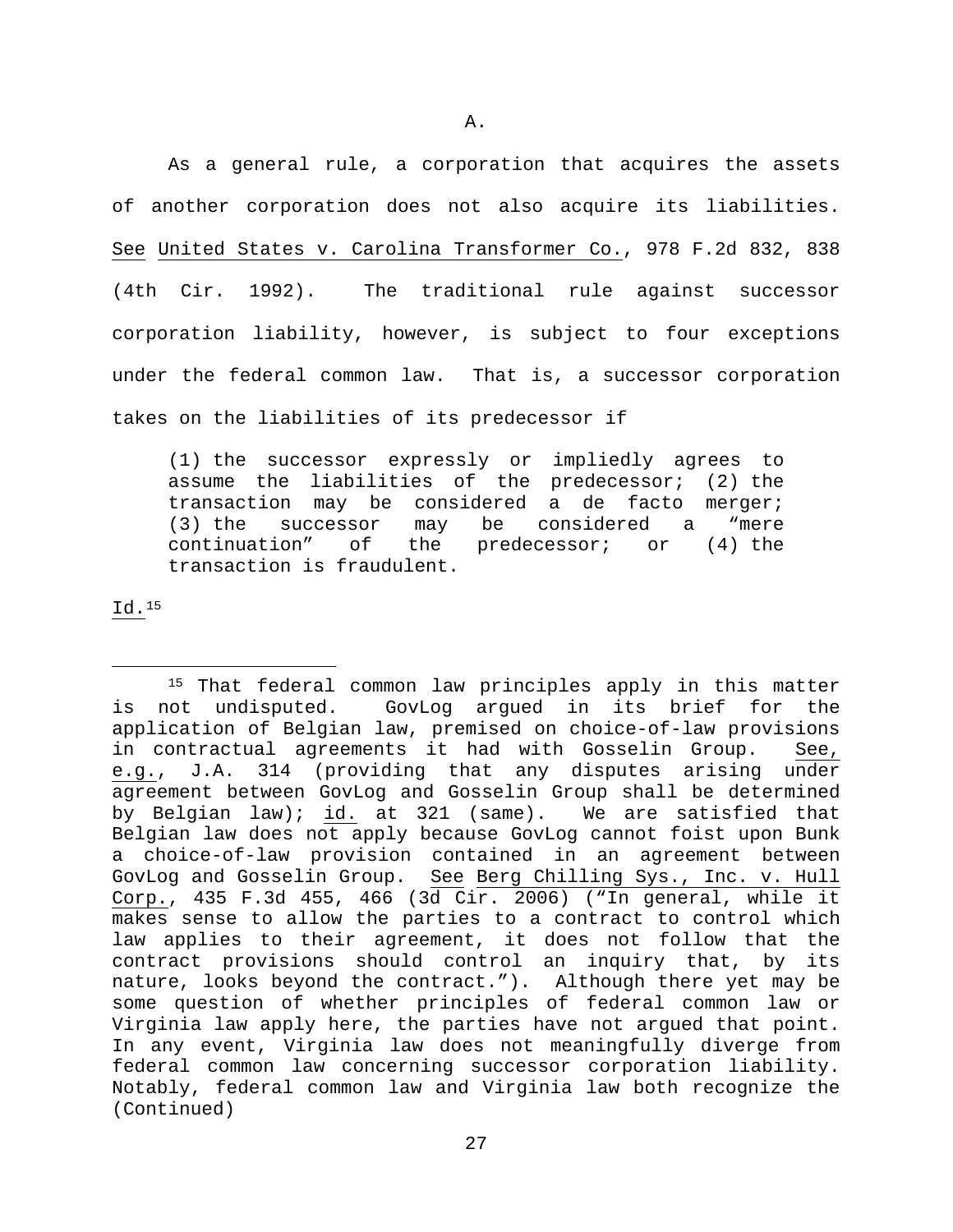A.

As a general rule, a corporation that acquires the assets of another corporation does not also acquire its liabilities. See United States v. Carolina Transformer Co., 978 F.2d 832, 838 (4th Cir. 1992). The traditional rule against successor corporation liability, however, is subject to four exceptions under the federal common law. That is, a successor corporation takes on the liabilities of its predecessor if

> (1) the successor expressly or impliedly agrees to assume the liabilities of the predecessor; (2) the transaction may be considered a de facto merger; (3) the successor may be considered a "mere continuation" of the predecessor; or (4) the transaction is fraudulent.

Id.[15]

---

[15] That federal common law principles apply in this matter is not undisputed. GovLog argued in its brief for the application of Belgian law, premised on choice-of-law provisions in contractual agreements it had with Gosselin Group. See, e.g., J.A. 314 (providing that any disputes arising under agreement between GovLog and Gosselin Group shall be determined by Belgian law); id. at 321 (same). We are satisfied that Belgian law does not apply because GovLog cannot foist upon Bunk a choice-of-law provision contained in an agreement between GovLog and Gosselin Group. See Berg Chilling Sys., Inc. v. Hull Corp., 435 F.3d 455, 466 (3d Cir. 2006) ("In general, while it makes sense to allow the parties to a contract to control which law applies to their agreement, it does not follow that the contract provisions should control an inquiry that, by its nature, looks beyond the contract."). Although there yet may be some question of whether principles of federal common law or Virginia law apply here, the parties have not argued that point. In any event, Virginia law does not meaningfully diverge from federal common law concerning successor corporation liability. Notably, federal common law and Virginia law both recognize the (Continued)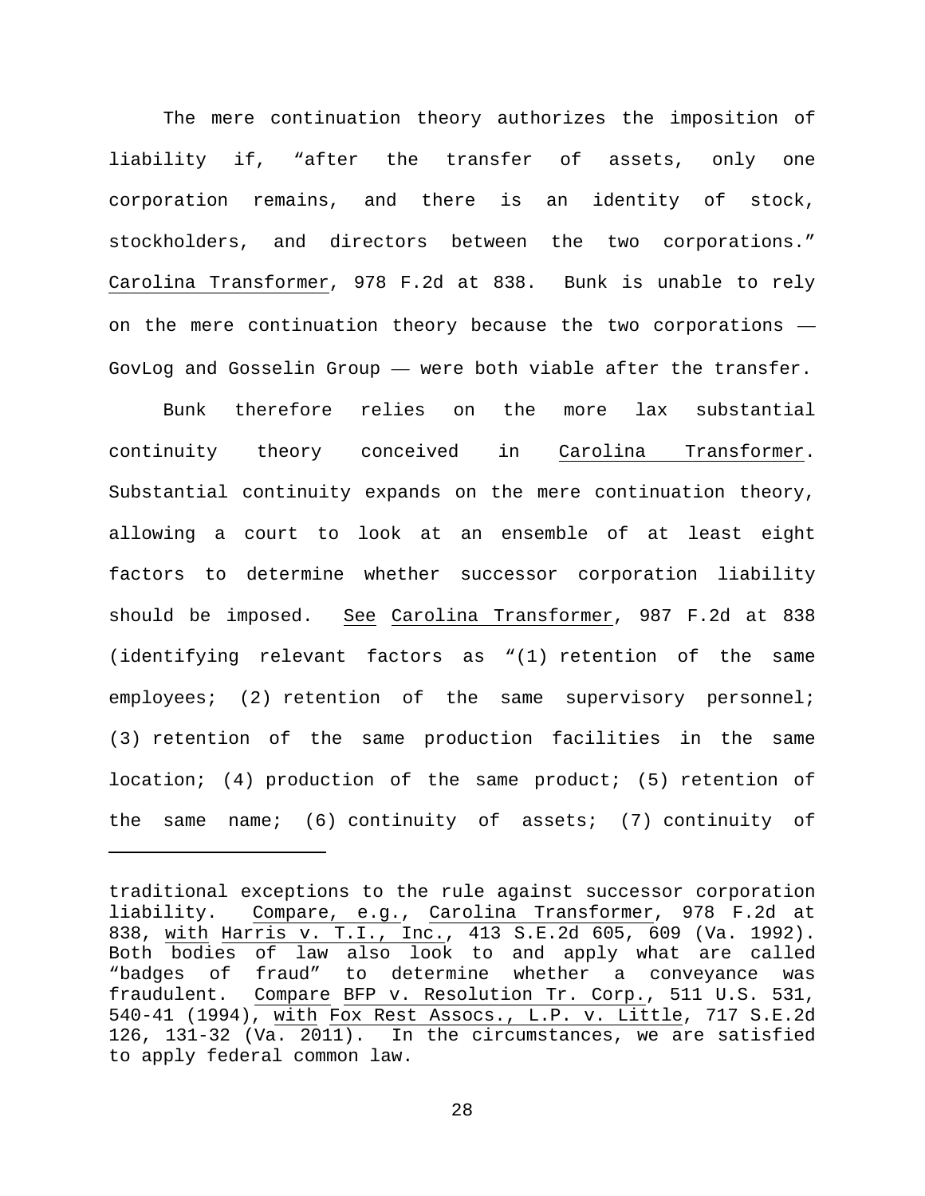The mere continuation theory authorizes the imposition of liability if, "after the transfer of assets, only one corporation remains, and there is an identity of stock, stockholders, and directors between the two corporations." Carolina Transformer, 978 F.2d at 838. Bunk is unable to rely on the mere continuation theory because the two corporations — GovLog and Gosselin Group — were both viable after the transfer.

Bunk therefore relies on the more lax substantial continuity theory conceived in Carolina Transformer. Substantial continuity expands on the mere continuation theory, allowing a court to look at an ensemble of at least eight factors to determine whether successor corporation liability should be imposed. See Carolina Transformer, 987 F.2d at 838 (identifying relevant factors as "(1) retention of the same employees; (2) retention of the same supervisory personnel; (3) retention of the same production facilities in the same location; (4) production of the same product; (5) retention of the same name; (6) continuity of assets; (7) continuity of

---

traditional exceptions to the rule against successor corporation liability. Compare, e.g., Carolina Transformer, 978 F.2d at 838, with Harris v. T.I., Inc., 413 S.E.2d 605, 609 (Va. 1992). Both bodies of law also look to and apply what are called "badges of fraud" to determine whether a conveyance was fraudulent. Compare BFP v. Resolution Tr. Corp., 511 U.S. 531, 540-41 (1994), with Fox Rest Assocs., L.P. v. Little, 717 S.E.2d 126, 131-32 (Va. 2011). In the circumstances, we are satisfied to apply federal common law.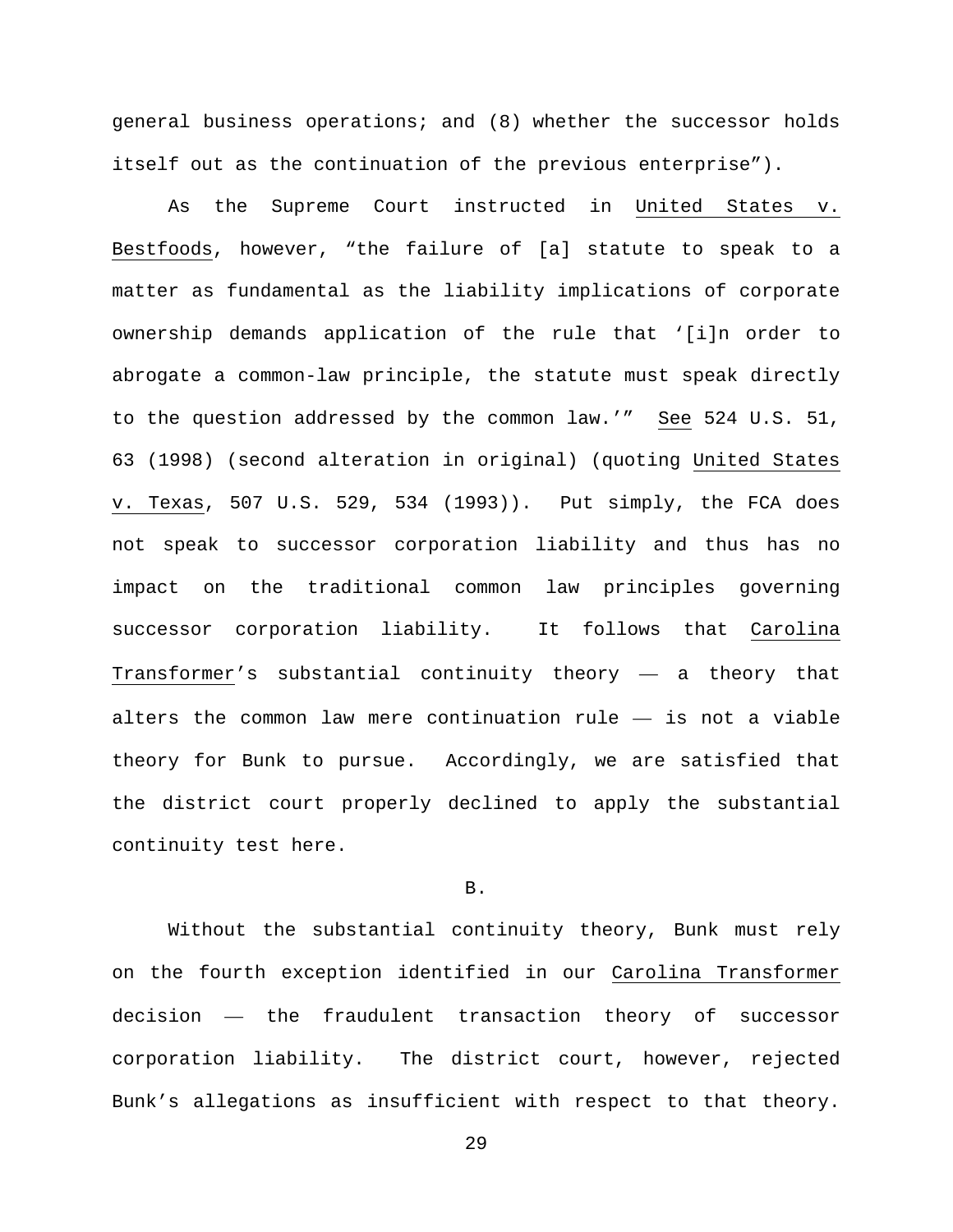general business operations; and (8) whether the successor holds itself out as the continuation of the previous enterprise").

As the Supreme Court instructed in United States v. Bestfoods, however, "the failure of [a] statute to speak to a matter as fundamental as the liability implications of corporate ownership demands application of the rule that '[i]n order to abrogate a common-law principle, the statute must speak directly to the question addressed by the common law.'" See 524 U.S. 51, 63 (1998) (second alteration in original) (quoting United States v. Texas, 507 U.S. 529, 534 (1993)). Put simply, the FCA does not speak to successor corporation liability and thus has no impact on the traditional common law principles governing successor corporation liability. It follows that Carolina Transformer's substantial continuity theory — a theory that alters the common law mere continuation rule — is not a viable theory for Bunk to pursue. Accordingly, we are satisfied that the district court properly declined to apply the substantial continuity test here.

B.

Without the substantial continuity theory, Bunk must rely on the fourth exception identified in our Carolina Transformer decision — the fraudulent transaction theory of successor corporation liability. The district court, however, rejected Bunk's allegations as insufficient with respect to that theory.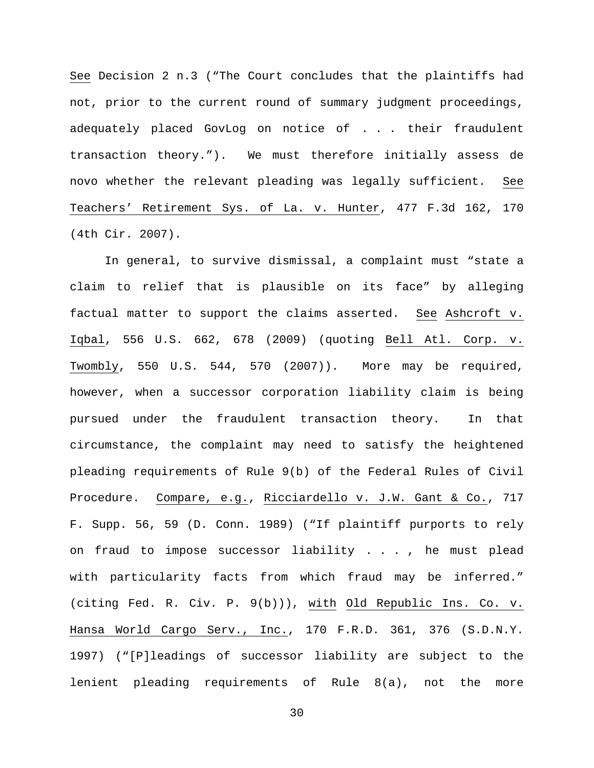See Decision 2 n.3 ("The Court concludes that the plaintiffs had not, prior to the current round of summary judgment proceedings, adequately placed GovLog on notice of . . . their fraudulent transaction theory."). We must therefore initially assess de novo whether the relevant pleading was legally sufficient. See Teachers' Retirement Sys. of La. v. Hunter, 477 F.3d 162, 170 (4th Cir. 2007).

In general, to survive dismissal, a complaint must "state a claim to relief that is plausible on its face" by alleging factual matter to support the claims asserted. See Ashcroft v. Iqbal, 556 U.S. 662, 678 (2009) (quoting Bell Atl. Corp. v. Twombly, 550 U.S. 544, 570 (2007)). More may be required, however, when a successor corporation liability claim is being pursued under the fraudulent transaction theory. In that circumstance, the complaint may need to satisfy the heightened pleading requirements of Rule 9(b) of the Federal Rules of Civil Procedure. Compare, e.g., Ricciardello v. J.W. Gant & Co., 717 F. Supp. 56, 59 (D. Conn. 1989) ("If plaintiff purports to rely on fraud to impose successor liability . . . , he must plead with particularity facts from which fraud may be inferred." (citing Fed. R. Civ. P. 9(b))), with Old Republic Ins. Co. v. Hansa World Cargo Serv., Inc., 170 F.R.D. 361, 376 (S.D.N.Y. 1997) ("[P]leadings of successor liability are subject to the lenient pleading requirements of Rule 8(a), not the more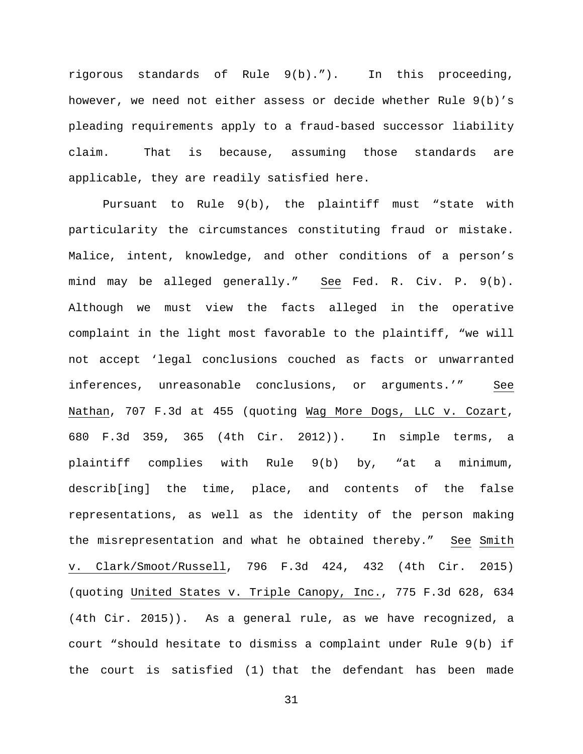rigorous standards of Rule 9(b).”). In this proceeding, however, we need not either assess or decide whether Rule 9(b)’s pleading requirements apply to a fraud-based successor liability claim. That is because, assuming those standards are applicable, they are readily satisfied here.

Pursuant to Rule 9(b), the plaintiff must “state with particularity the circumstances constituting fraud or mistake. Malice, intent, knowledge, and other conditions of a person’s mind may be alleged generally.” See Fed. R. Civ. P. 9(b). Although we must view the facts alleged in the operative complaint in the light most favorable to the plaintiff, “we will not accept ‘legal conclusions couched as facts or unwarranted inferences, unreasonable conclusions, or arguments.’” See Nathan, 707 F.3d at 455 (quoting Wag More Dogs, LLC v. Cozart, 680 F.3d 359, 365 (4th Cir. 2012)). In simple terms, a plaintiff complies with Rule 9(b) by, “at a minimum, describ[ing] the time, place, and contents of the false representations, as well as the identity of the person making the misrepresentation and what he obtained thereby.” See Smith v. Clark/Smoot/Russell, 796 F.3d 424, 432 (4th Cir. 2015) (quoting United States v. Triple Canopy, Inc., 775 F.3d 628, 634 (4th Cir. 2015)). As a general rule, as we have recognized, a court “should hesitate to dismiss a complaint under Rule 9(b) if the court is satisfied (1) that the defendant has been made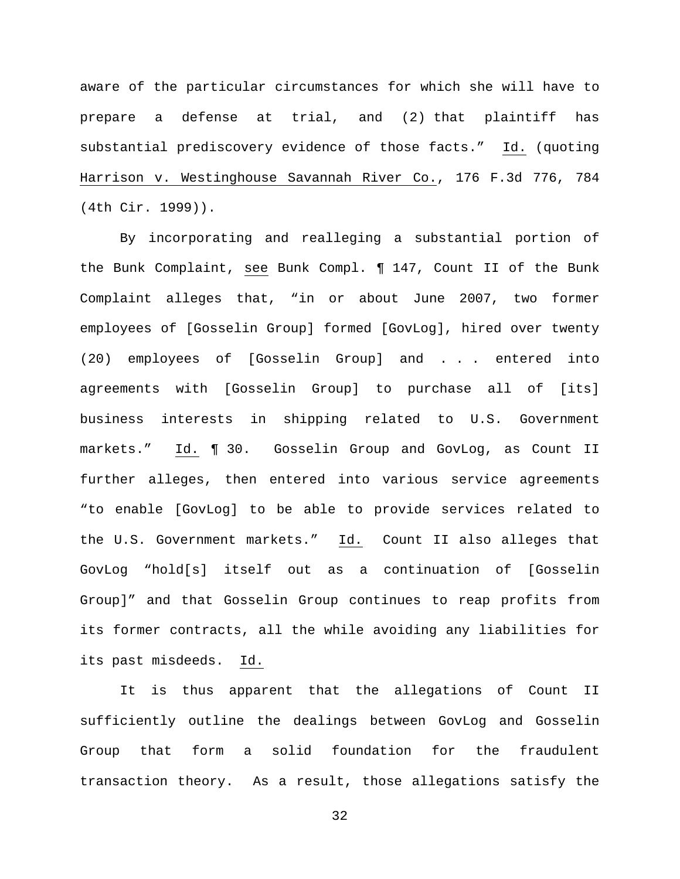aware of the particular circumstances for which she will have to prepare a defense at trial, and (2) that plaintiff has substantial prediscovery evidence of those facts." Id. (quoting Harrison v. Westinghouse Savannah River Co., 176 F.3d 776, 784 (4th Cir. 1999)).

By incorporating and realleging a substantial portion of the Bunk Complaint, see Bunk Compl. ¶ 147, Count II of the Bunk Complaint alleges that, "in or about June 2007, two former employees of [Gosselin Group] formed [GovLog], hired over twenty (20) employees of [Gosselin Group] and . . . entered into agreements with [Gosselin Group] to purchase all of [its] business interests in shipping related to U.S. Government markets." Id. ¶ 30. Gosselin Group and GovLog, as Count II further alleges, then entered into various service agreements "to enable [GovLog] to be able to provide services related to the U.S. Government markets." Id. Count II also alleges that GovLog "hold[s] itself out as a continuation of [Gosselin Group]" and that Gosselin Group continues to reap profits from its former contracts, all the while avoiding any liabilities for its past misdeeds. Id.

It is thus apparent that the allegations of Count II sufficiently outline the dealings between GovLog and Gosselin Group that form a solid foundation for the fraudulent transaction theory. As a result, those allegations satisfy the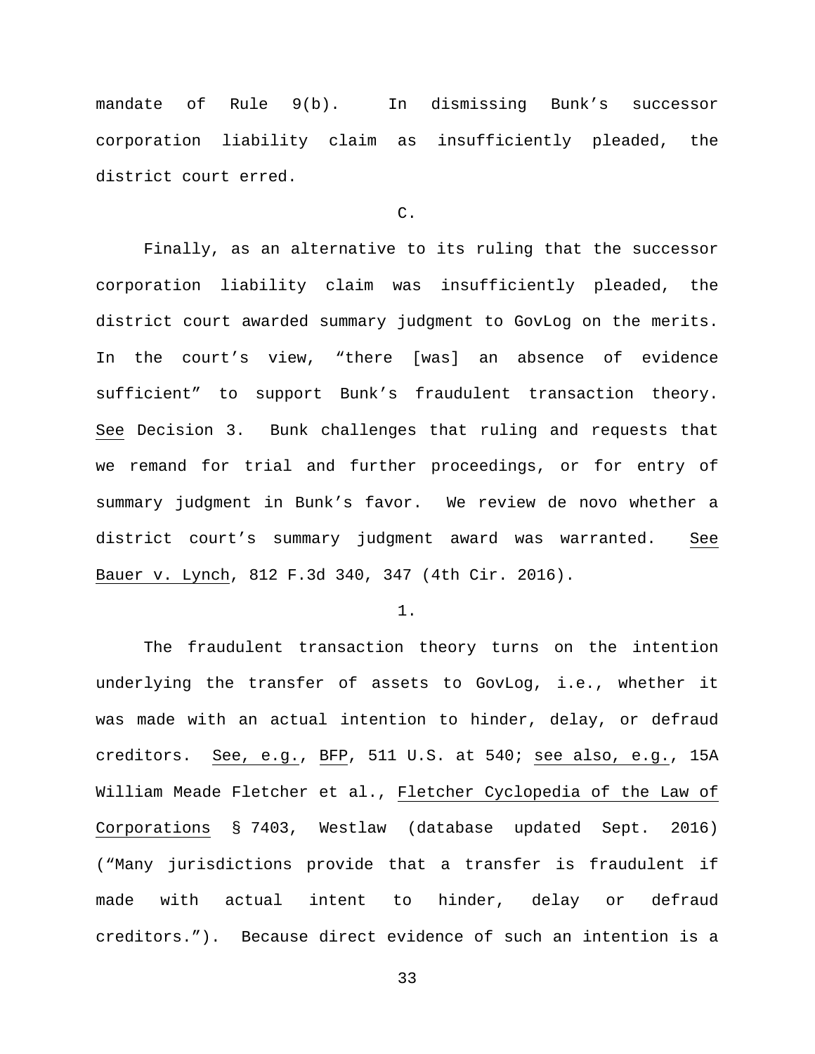mandate of Rule 9(b). In dismissing Bunk's successor corporation liability claim as insufficiently pleaded, the district court erred.

C.

Finally, as an alternative to its ruling that the successor corporation liability claim was insufficiently pleaded, the district court awarded summary judgment to GovLog on the merits. In the court's view, "there [was] an absence of evidence sufficient" to support Bunk's fraudulent transaction theory. See Decision 3. Bunk challenges that ruling and requests that we remand for trial and further proceedings, or for entry of summary judgment in Bunk's favor. We review de novo whether a district court's summary judgment award was warranted. See Bauer v. Lynch, 812 F.3d 340, 347 (4th Cir. 2016).

1.

The fraudulent transaction theory turns on the intention underlying the transfer of assets to GovLog, i.e., whether it was made with an actual intention to hinder, delay, or defraud creditors. See, e.g., BFP, 511 U.S. at 540; see also, e.g., 15A William Meade Fletcher et al., Fletcher Cyclopedia of the Law of Corporations § 7403, Westlaw (database updated Sept. 2016) ("Many jurisdictions provide that a transfer is fraudulent if made with actual intent to hinder, delay or defraud creditors."). Because direct evidence of such an intention is a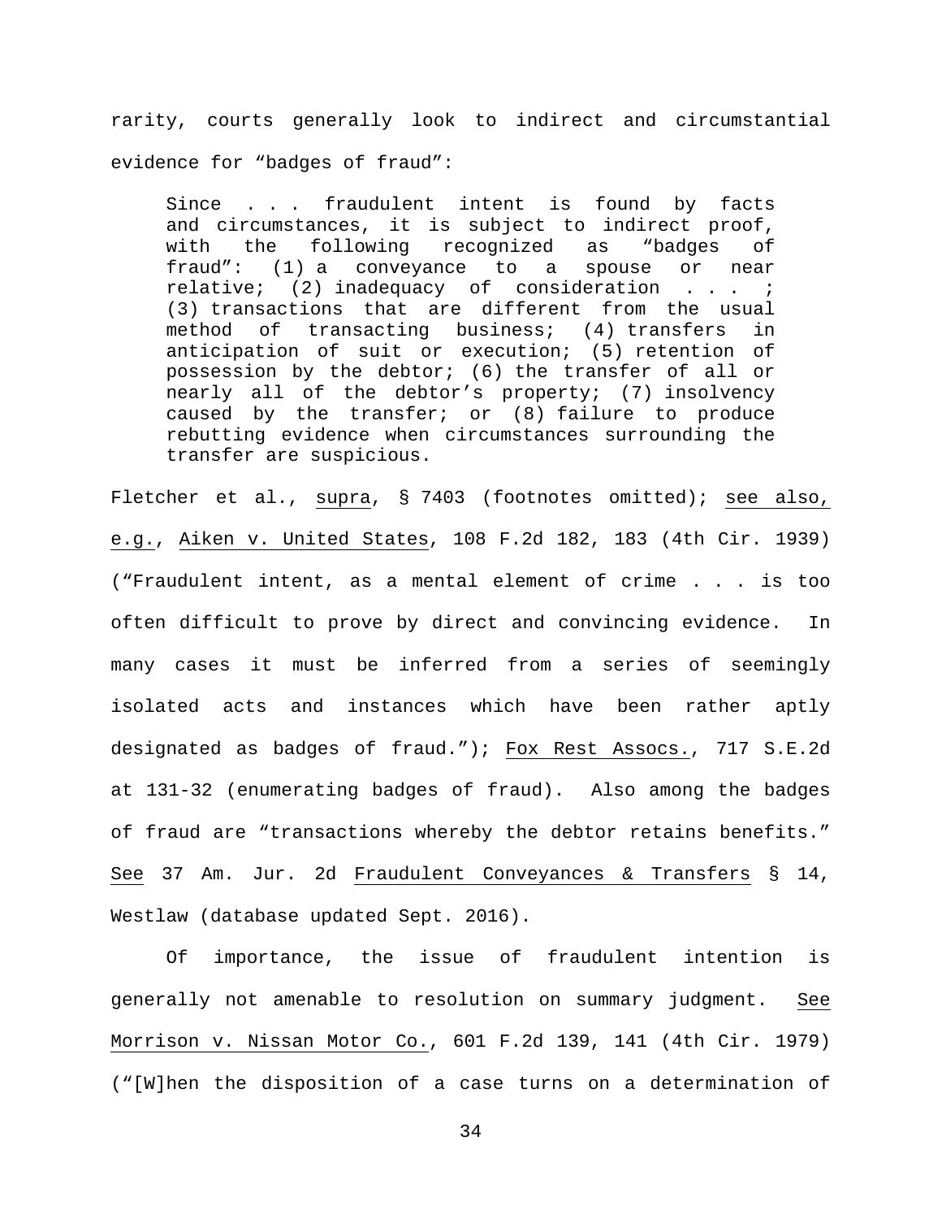rarity, courts generally look to indirect and circumstantial evidence for "badges of fraud":

> Since . . . fraudulent intent is found by facts and circumstances, it is subject to indirect proof, with the following recognized as "badges of fraud": (1) a conveyance to a spouse or near relative; (2) inadequacy of consideration . . . ; (3) transactions that are different from the usual method of transacting business; (4) transfers in anticipation of suit or execution; (5) retention of possession by the debtor; (6) the transfer of all or nearly all of the debtor's property; (7) insolvency caused by the transfer; or (8) failure to produce rebutting evidence when circumstances surrounding the transfer are suspicious.

Fletcher et al., supra, § 7403 (footnotes omitted); see also, e.g., Aiken v. United States, 108 F.2d 182, 183 (4th Cir. 1939) ("Fraudulent intent, as a mental element of crime . . . is too often difficult to prove by direct and convincing evidence. In many cases it must be inferred from a series of seemingly isolated acts and instances which have been rather aptly designated as badges of fraud."); Fox Rest Assocs., 717 S.E.2d at 131-32 (enumerating badges of fraud). Also among the badges of fraud are "transactions whereby the debtor retains benefits." See 37 Am. Jur. 2d Fraudulent Conveyances & Transfers § 14, Westlaw (database updated Sept. 2016).

Of importance, the issue of fraudulent intention is generally not amenable to resolution on summary judgment. See Morrison v. Nissan Motor Co., 601 F.2d 139, 141 (4th Cir. 1979) ("[W]hen the disposition of a case turns on a determination of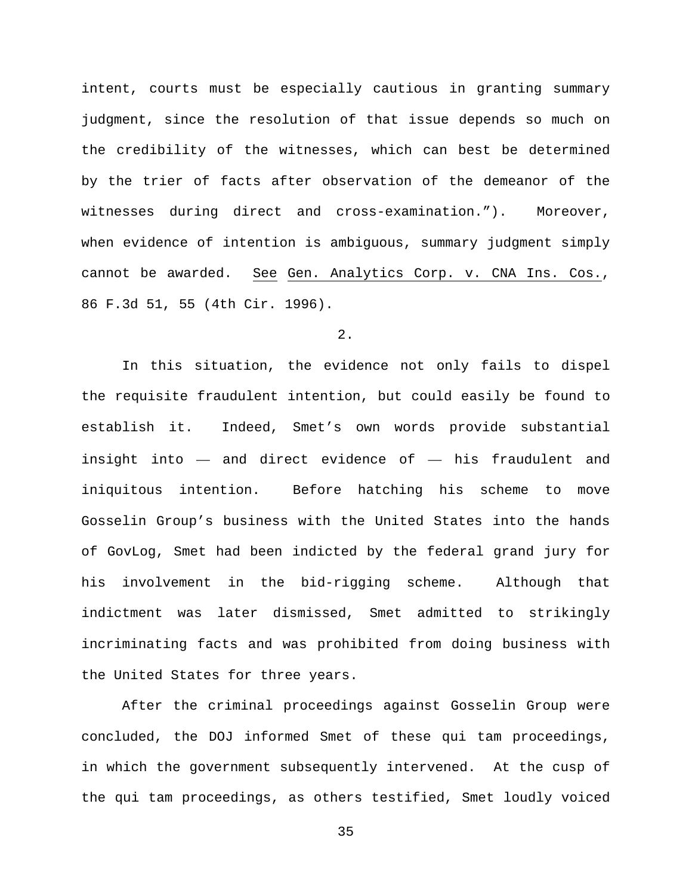intent, courts must be especially cautious in granting summary judgment, since the resolution of that issue depends so much on the credibility of the witnesses, which can best be determined by the trier of facts after observation of the demeanor of the witnesses during direct and cross-examination."). Moreover, when evidence of intention is ambiguous, summary judgment simply cannot be awarded. See Gen. Analytics Corp. v. CNA Ins. Cos., 86 F.3d 51, 55 (4th Cir. 1996).

2.

In this situation, the evidence not only fails to dispel the requisite fraudulent intention, but could easily be found to establish it. Indeed, Smet's own words provide substantial insight into — and direct evidence of — his fraudulent and iniquitous intention. Before hatching his scheme to move Gosselin Group's business with the United States into the hands of GovLog, Smet had been indicted by the federal grand jury for his involvement in the bid-rigging scheme. Although that indictment was later dismissed, Smet admitted to strikingly incriminating facts and was prohibited from doing business with the United States for three years.

After the criminal proceedings against Gosselin Group were concluded, the DOJ informed Smet of these qui tam proceedings, in which the government subsequently intervened. At the cusp of the qui tam proceedings, as others testified, Smet loudly voiced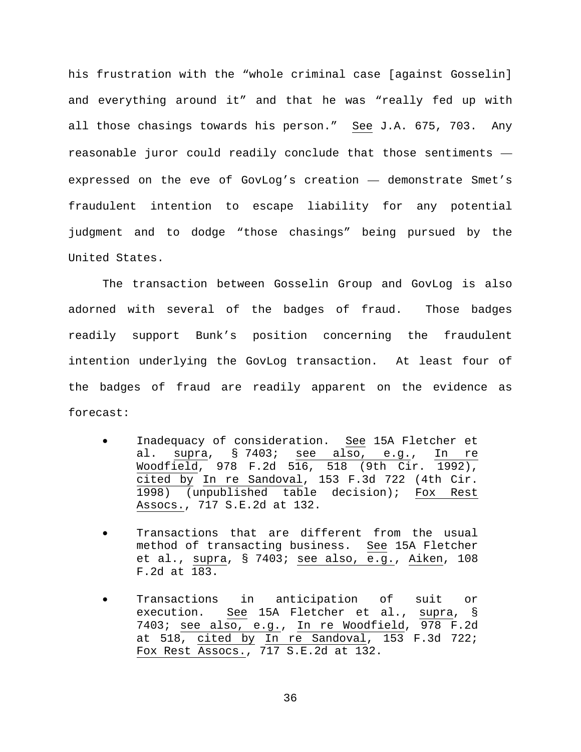his frustration with the "whole criminal case [against Gosselin] and everything around it" and that he was "really fed up with all those chasings towards his person." See J.A. 675, 703. Any reasonable juror could readily conclude that those sentiments — expressed on the eve of GovLog's creation — demonstrate Smet's fraudulent intention to escape liability for any potential judgment and to dodge "those chasings" being pursued by the United States.

The transaction between Gosselin Group and GovLog is also adorned with several of the badges of fraud. Those badges readily support Bunk's position concerning the fraudulent intention underlying the GovLog transaction. At least four of the badges of fraud are readily apparent on the evidence as forecast:

- Inadequacy of consideration. See 15A Fletcher et al. supra, § 7403; see also, e.g., In re Woodfield, 978 F.2d 516, 518 (9th Cir. 1992), cited by In re Sandoval, 153 F.3d 722 (4th Cir. 1998) (unpublished table decision); Fox Rest Assocs., 717 S.E.2d at 132.

- Transactions that are different from the usual method of transacting business. See 15A Fletcher et al., supra, § 7403; see also, e.g., Aiken, 108 F.2d at 183.

- Transactions in anticipation of suit or execution. See 15A Fletcher et al., supra, § 7403; see also, e.g., In re Woodfield, 978 F.2d at 518, cited by In re Sandoval, 153 F.3d 722; Fox Rest Assocs., 717 S.E.2d at 132.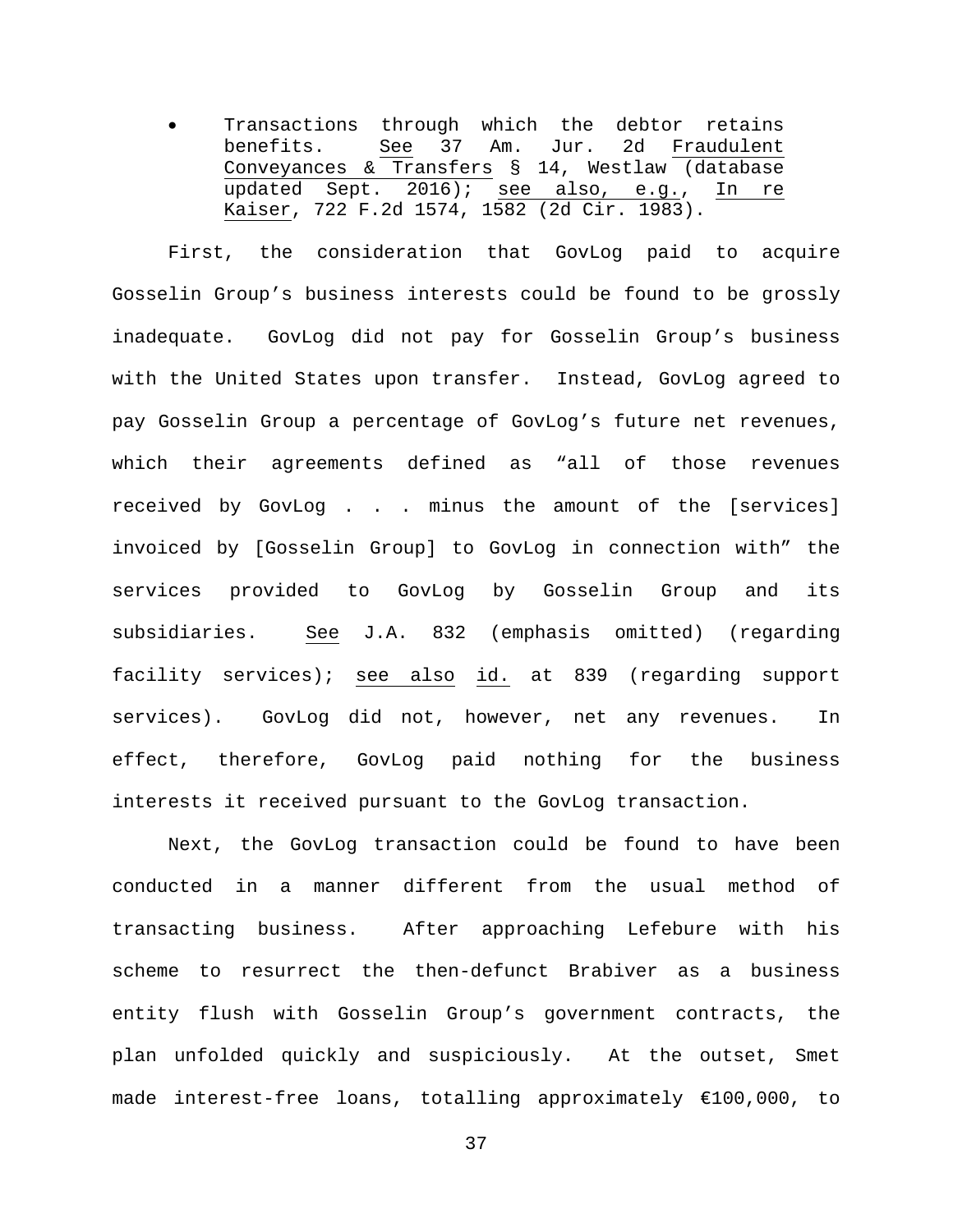- Transactions through which the debtor retains benefits. See 37 Am. Jur. 2d Fraudulent Conveyances & Transfers § 14, Westlaw (database updated Sept. 2016); see also, e.g., In re Kaiser, 722 F.2d 1574, 1582 (2d Cir. 1983).

First, the consideration that GovLog paid to acquire Gosselin Group's business interests could be found to be grossly inadequate. GovLog did not pay for Gosselin Group's business with the United States upon transfer. Instead, GovLog agreed to pay Gosselin Group a percentage of GovLog's future net revenues, which their agreements defined as "all of those revenues received by GovLog . . . minus the amount of the [services] invoiced by [Gosselin Group] to GovLog in connection with" the services provided to GovLog by Gosselin Group and its subsidiaries. See J.A. 832 (emphasis omitted) (regarding facility services); see also id. at 839 (regarding support services). GovLog did not, however, net any revenues. In effect, therefore, GovLog paid nothing for the business interests it received pursuant to the GovLog transaction.

Next, the GovLog transaction could be found to have been conducted in a manner different from the usual method of transacting business. After approaching Lefebure with his scheme to resurrect the then-defunct Brabiver as a business entity flush with Gosselin Group's government contracts, the plan unfolded quickly and suspiciously. At the outset, Smet made interest-free loans, totalling approximately €100,000, to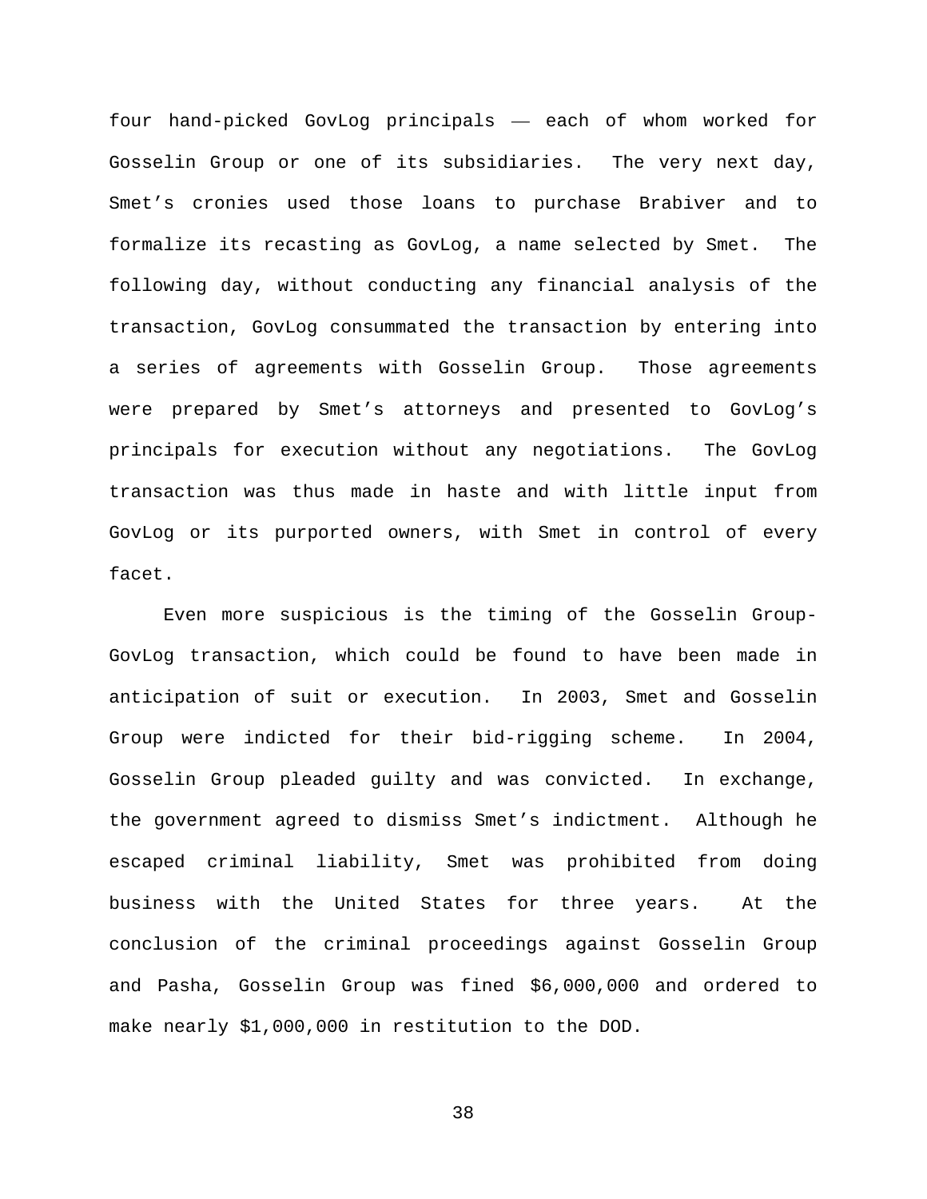four hand-picked GovLog principals — each of whom worked for Gosselin Group or one of its subsidiaries. The very next day, Smet's cronies used those loans to purchase Brabiver and to formalize its recasting as GovLog, a name selected by Smet. The following day, without conducting any financial analysis of the transaction, GovLog consummated the transaction by entering into a series of agreements with Gosselin Group. Those agreements were prepared by Smet's attorneys and presented to GovLog's principals for execution without any negotiations. The GovLog transaction was thus made in haste and with little input from GovLog or its purported owners, with Smet in control of every facet.

Even more suspicious is the timing of the Gosselin Group-GovLog transaction, which could be found to have been made in anticipation of suit or execution. In 2003, Smet and Gosselin Group were indicted for their bid-rigging scheme. In 2004, Gosselin Group pleaded guilty and was convicted. In exchange, the government agreed to dismiss Smet's indictment. Although he escaped criminal liability, Smet was prohibited from doing business with the United States for three years. At the conclusion of the criminal proceedings against Gosselin Group and Pasha, Gosselin Group was fined $6,000,000 and ordered to make nearly $1,000,000 in restitution to the DOD.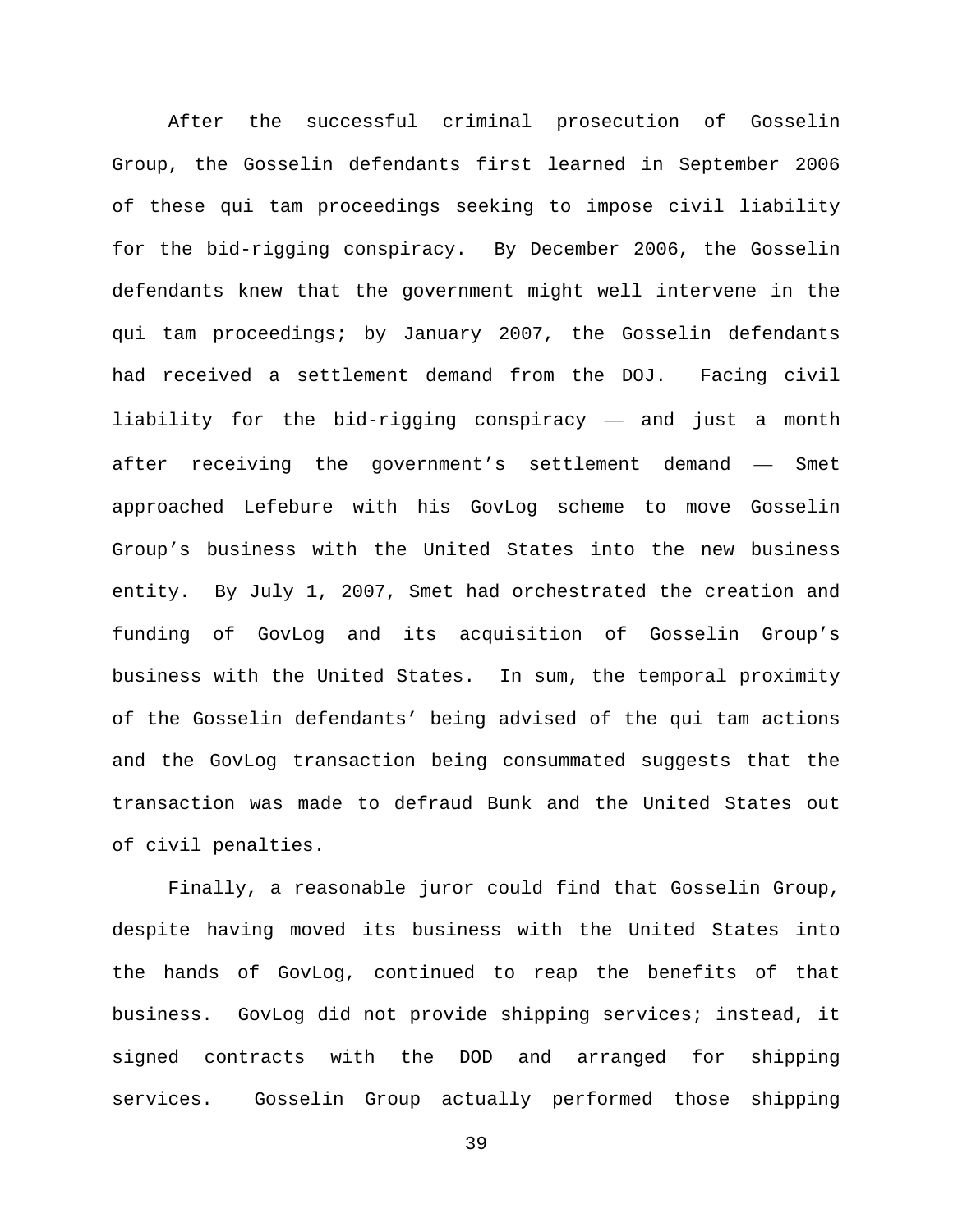After the successful criminal prosecution of Gosselin Group, the Gosselin defendants first learned in September 2006 of these qui tam proceedings seeking to impose civil liability for the bid-rigging conspiracy. By December 2006, the Gosselin defendants knew that the government might well intervene in the qui tam proceedings; by January 2007, the Gosselin defendants had received a settlement demand from the DOJ. Facing civil liability for the bid-rigging conspiracy — and just a month after receiving the government's settlement demand — Smet approached Lefebure with his GovLog scheme to move Gosselin Group's business with the United States into the new business entity. By July 1, 2007, Smet had orchestrated the creation and funding of GovLog and its acquisition of Gosselin Group's business with the United States. In sum, the temporal proximity of the Gosselin defendants' being advised of the qui tam actions and the GovLog transaction being consummated suggests that the transaction was made to defraud Bunk and the United States out of civil penalties.

Finally, a reasonable juror could find that Gosselin Group, despite having moved its business with the United States into the hands of GovLog, continued to reap the benefits of that business. GovLog did not provide shipping services; instead, it signed contracts with the DOD and arranged for shipping services. Gosselin Group actually performed those shipping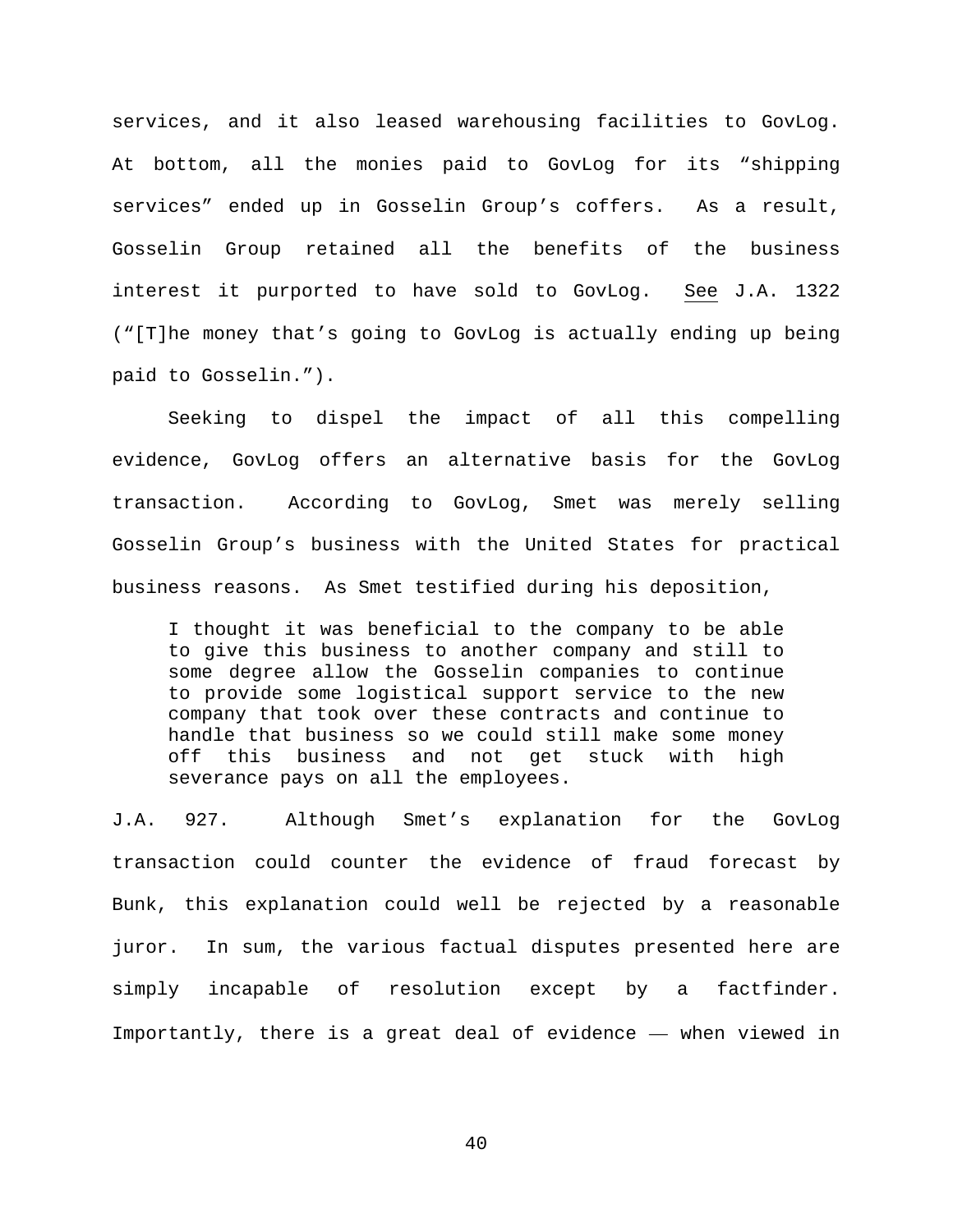services, and it also leased warehousing facilities to GovLog. At bottom, all the monies paid to GovLog for its "shipping services" ended up in Gosselin Group's coffers. As a result, Gosselin Group retained all the benefits of the business interest it purported to have sold to GovLog. See J.A. 1322 ("[T]he money that's going to GovLog is actually ending up being paid to Gosselin.").

Seeking to dispel the impact of all this compelling evidence, GovLog offers an alternative basis for the GovLog transaction. According to GovLog, Smet was merely selling Gosselin Group's business with the United States for practical business reasons. As Smet testified during his deposition,

> I thought it was beneficial to the company to be able to give this business to another company and still to some degree allow the Gosselin companies to continue to provide some logistical support service to the new company that took over these contracts and continue to handle that business so we could still make some money off this business and not get stuck with high severance pays on all the employees.

J.A. 927. Although Smet's explanation for the GovLog transaction could counter the evidence of fraud forecast by Bunk, this explanation could well be rejected by a reasonable juror. In sum, the various factual disputes presented here are simply incapable of resolution except by a factfinder. Importantly, there is a great deal of evidence — when viewed in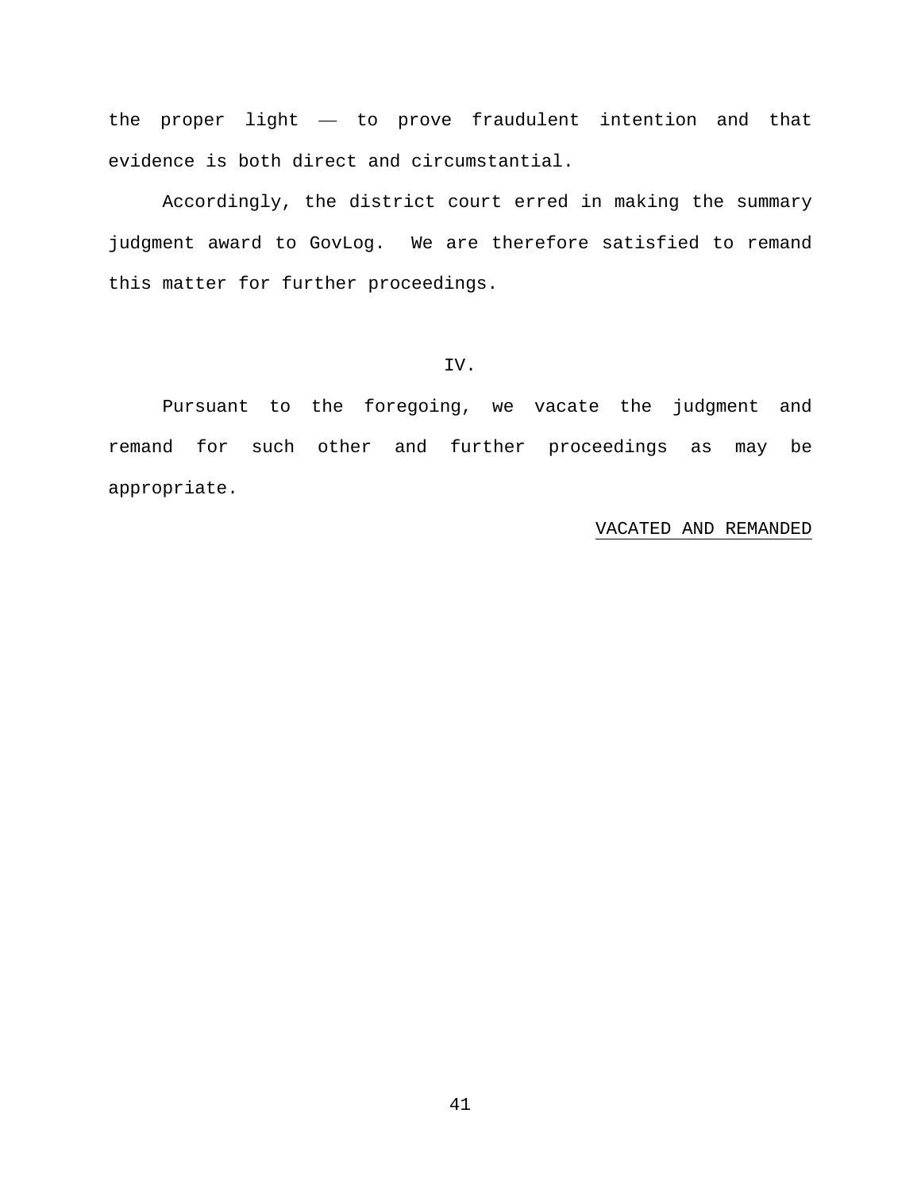the proper light — to prove fraudulent intention and that evidence is both direct and circumstantial.

Accordingly, the district court erred in making the summary judgment award to GovLog. We are therefore satisfied to remand this matter for further proceedings.

## IV.

Pursuant to the foregoing, we vacate the judgment and remand for such other and further proceedings as may be appropriate.

VACATED AND REMANDED